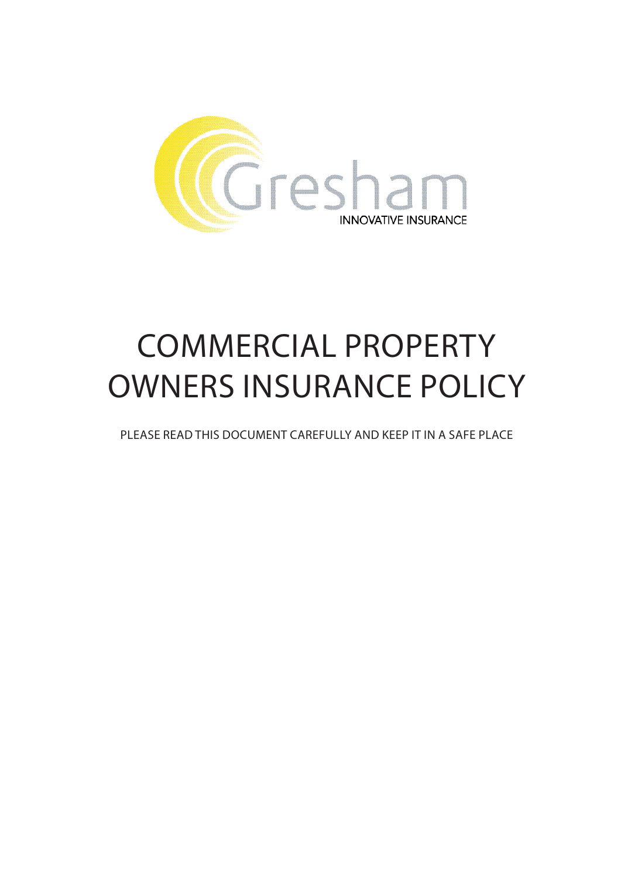Gresham

INNOVATIVE INSURANCE

# COMMERCIAL PROPERTY OWNERS INSURANCE POLICY

PLEASE READ THIS DOCUMENT CAREFULLY AND KEEP IT IN A SAFE PLACE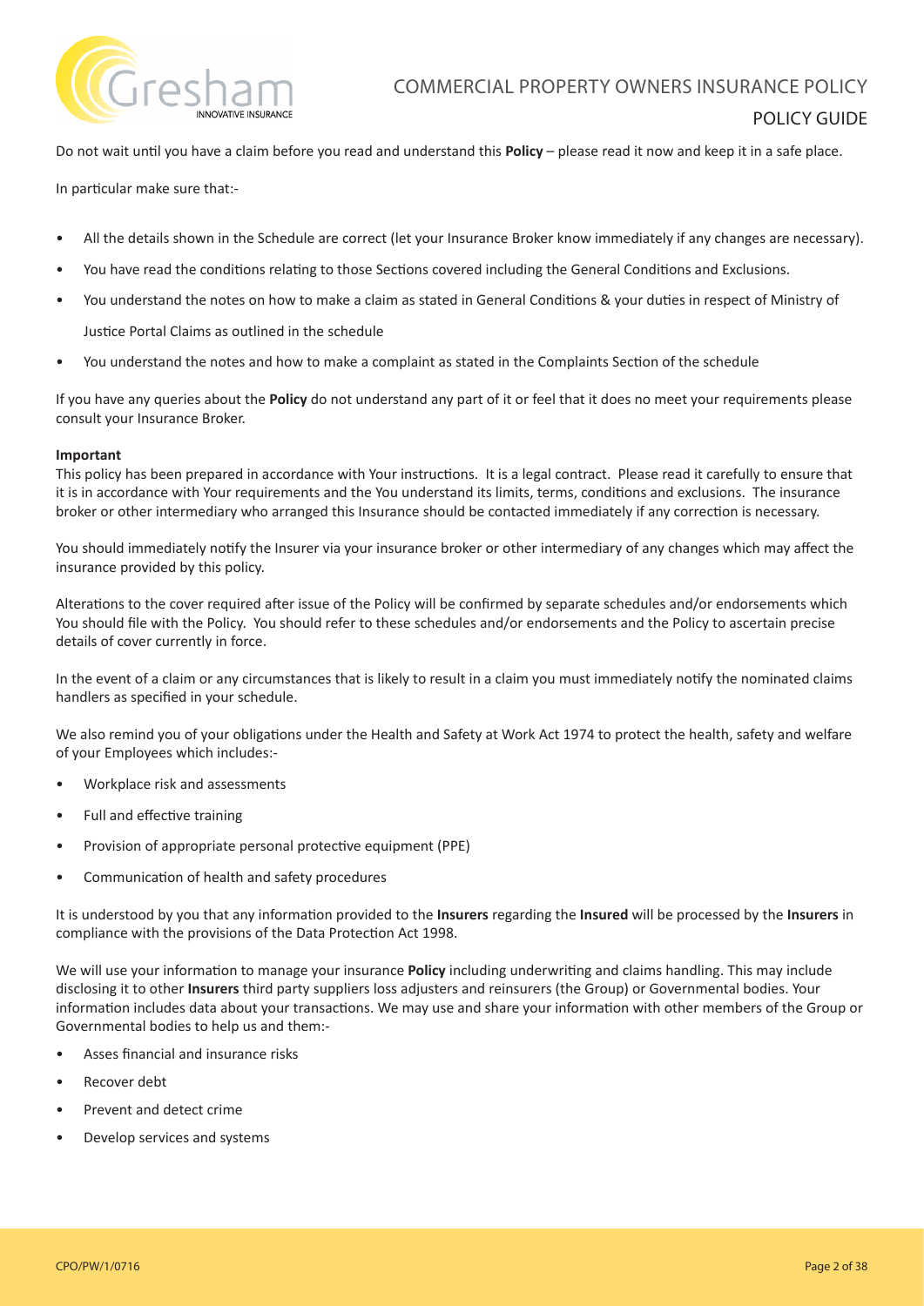Do not wait until you have a claim before you read and understand this **Policy** – please read it now and keep it in a safe place.

In particular make sure that:-

- All the details shown in the Schedule are correct (let your Insurance Broker know immediately if any changes are necessary).
- You have read the conditions relating to those Sections covered including the General Conditions and Exclusions.
- You understand the notes on how to make a claim as stated in General Conditions & your duties in respect of Ministry of Justice Portal Claims as outlined in the schedule
- You understand the notes and how to make a complaint as stated in the Complaints Section of the schedule

If you have any queries about the **Policy** do not understand any part of it or feel that it does no meet your requirements please consult your Insurance Broker.

**Important**
This policy has been prepared in accordance with Your instructions. It is a legal contract. Please read it carefully to ensure that it is in accordance with Your requirements and the You understand its limits, terms, conditions and exclusions. The insurance broker or other intermediary who arranged this Insurance should be contacted immediately if any correction is necessary.

You should immediately notify the Insurer via your insurance broker or other intermediary of any changes which may affect the insurance provided by this policy.

Alterations to the cover required after issue of the Policy will be confirmed by separate schedules and/or endorsements which You should file with the Policy. You should refer to these schedules and/or endorsements and the Policy to ascertain precise details of cover currently in force.

In the event of a claim or any circumstances that is likely to result in a claim you must immediately notify the nominated claims handlers as specified in your schedule.

We also remind you of your obligations under the Health and Safety at Work Act 1974 to protect the health, safety and welfare of your Employees which includes:-

- Workplace risk and assessments
- Full and effective training
- Provision of appropriate personal protective equipment (PPE)
- Communication of health and safety procedures

It is understood by you that any information provided to the **Insurers** regarding the **Insured** will be processed by the **Insurers** in compliance with the provisions of the Data Protection Act 1998.

We will use your information to manage your insurance **Policy** including underwriting and claims handling. This may include disclosing it to other **Insurers** third party suppliers loss adjusters and reinsurers (the Group) or Governmental bodies. Your information includes data about your transactions. We may use and share your information with other members of the Group or Governmental bodies to help us and them:-

- Asses financial and insurance risks
- Recover debt
- Prevent and detect crime
- Develop services and systems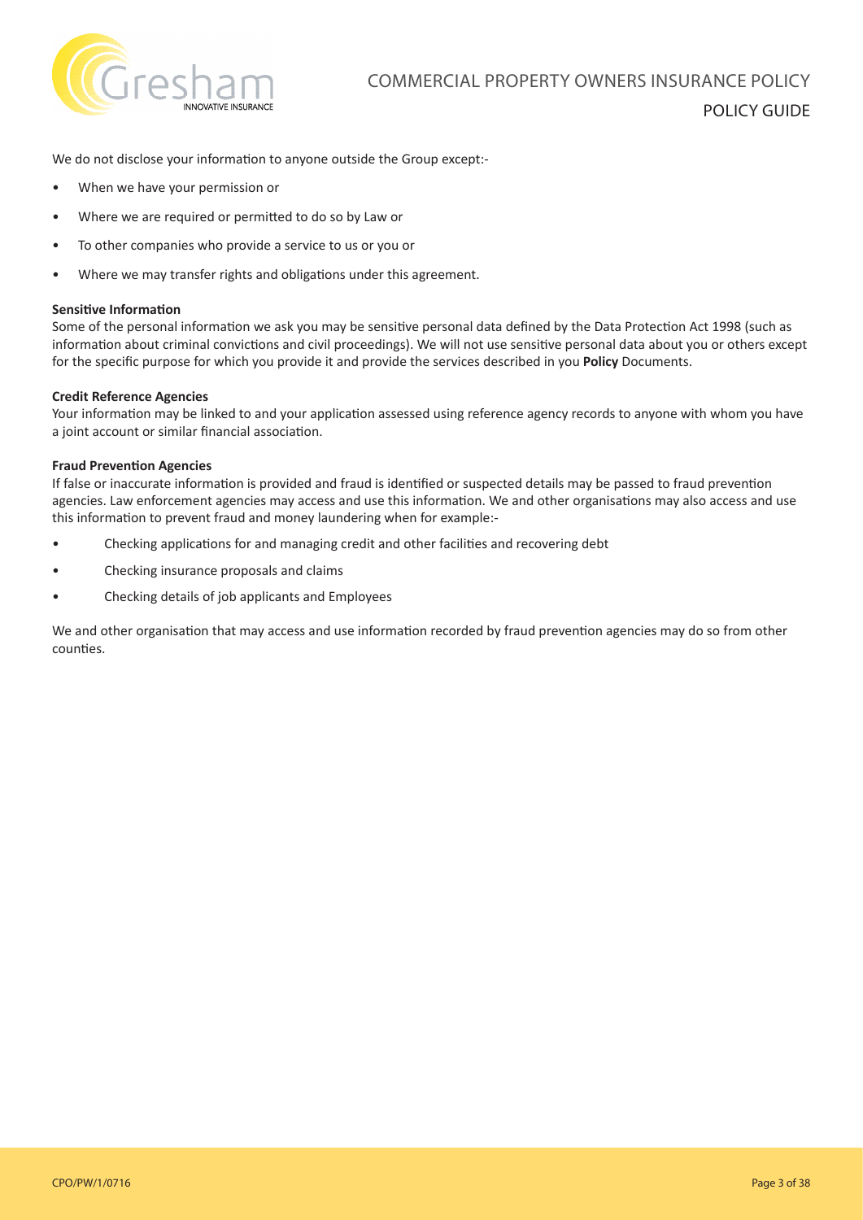We do not disclose your information to anyone outside the Group except:-

- When we have your permission or
- Where we are required or permitted to do so by Law or
- To other companies who provide a service to us or you or
- Where we may transfer rights and obligations under this agreement.

**Sensitive Information**

Some of the personal information we ask you may be sensitive personal data defined by the Data Protection Act 1998 (such as information about criminal convictions and civil proceedings). We will not use sensitive personal data about you or others except for the specific purpose for which you provide it and provide the services described in you **Policy** Documents.

**Credit Reference Agencies**

Your information may be linked to and your application assessed using reference agency records to anyone with whom you have a joint account or similar financial association.

**Fraud Prevention Agencies**

If false or inaccurate information is provided and fraud is identified or suspected details may be passed to fraud prevention agencies. Law enforcement agencies may access and use this information. We and other organisations may also access and use this information to prevent fraud and money laundering when for example:-

- Checking applications for and managing credit and other facilities and recovering debt
- Checking insurance proposals and claims
- Checking details of job applicants and Employees

We and other organisation that may access and use information recorded by fraud prevention agencies may do so from other counties.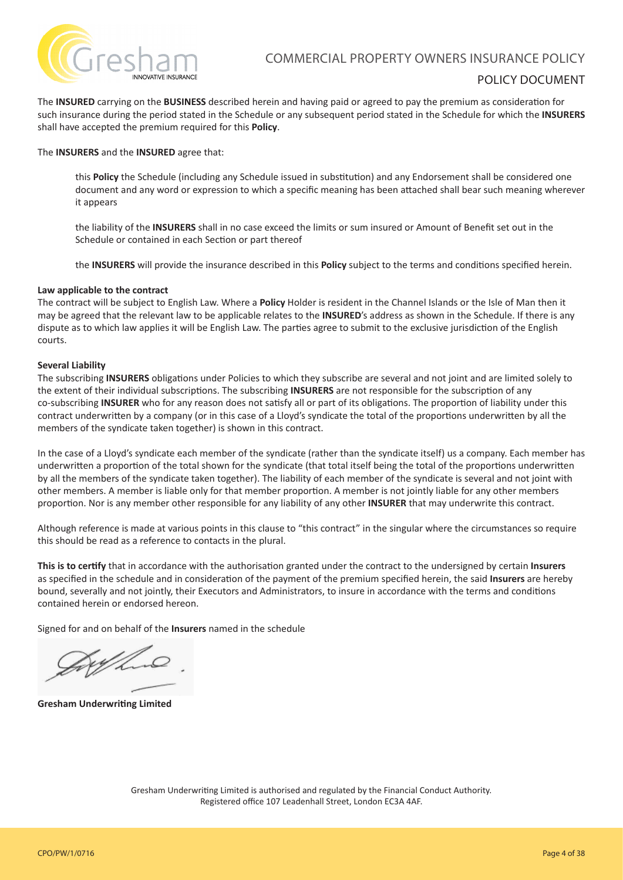The **INSURED** carrying on the **BUSINESS** described herein and having paid or agreed to pay the premium as consideration for such insurance during the period stated in the Schedule or any subsequent period stated in the Schedule for which the **INSURERS** shall have accepted the premium required for this **Policy**.

The **INSURERS** and the **INSURED** agree that:

> this **Policy** the Schedule (including any Schedule issued in substitution) and any Endorsement shall be considered one document and any word or expression to which a specific meaning has been attached shall bear such meaning wherever it appears
>
> the liability of the **INSURERS** shall in no case exceed the limits or sum insured or Amount of Benefit set out in the Schedule or contained in each Section or part thereof
>
> the **INSURERS** will provide the insurance described in this **Policy** subject to the terms and conditions specified herein.

**Law applicable to the contract**
The contract will be subject to English Law. Where a **Policy** Holder is resident in the Channel Islands or the Isle of Man then it may be agreed that the relevant law to be applicable relates to the **INSURED**'s address as shown in the Schedule. If there is any dispute as to which law applies it will be English Law. The parties agree to submit to the exclusive jurisdiction of the English courts.

**Several Liability**
The subscribing **INSURERS** obligations under Policies to which they subscribe are several and not joint and are limited solely to the extent of their individual subscriptions. The subscribing **INSURERS** are not responsible for the subscription of any co-subscribing **INSURER** who for any reason does not satisfy all or part of its obligations. The proportion of liability under this contract underwritten by a company (or in this case of a Lloyd's syndicate the total of the proportions underwritten by all the members of the syndicate taken together) is shown in this contract.

In the case of a Lloyd's syndicate each member of the syndicate (rather than the syndicate itself) us a company. Each member has underwritten a proportion of the total shown for the syndicate (that total itself being the total of the proportions underwritten by all the members of the syndicate taken together). The liability of each member of the syndicate is several and not joint with other members. A member is liable only for that member proportion. A member is not jointly liable for any other members proportion. Nor is any member other responsible for any liability of any other **INSURER** that may underwrite this contract.

Although reference is made at various points in this clause to "this contract" in the singular where the circumstances so require this should be read as a reference to contacts in the plural.

**This is to certify** that in accordance with the authorisation granted under the contract to the undersigned by certain **Insurers** as specified in the schedule and in consideration of the payment of the premium specified herein, the said **Insurers** are hereby bound, severally and not jointly, their Executors and Administrators, to insure in accordance with the terms and conditions contained herein or endorsed hereon.

Signed for and on behalf of the **Insurers** named in the schedule

**Gresham Underwriting Limited**

Gresham Underwriting Limited is authorised and regulated by the Financial Conduct Authority.
Registered office 107 Leadenhall Street, London EC3A 4AF.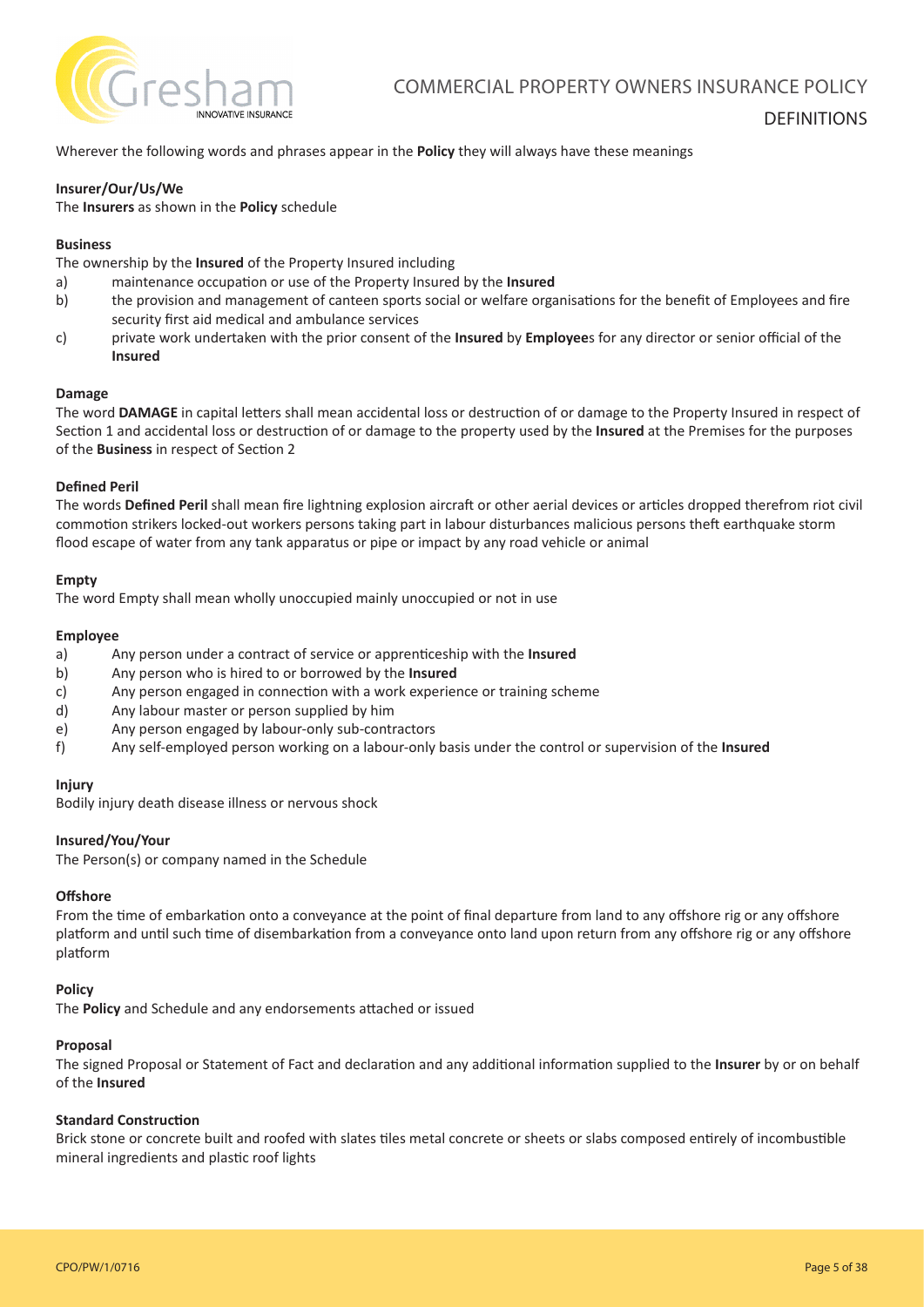# DEFINITIONS

Wherever the following words and phrases appear in the **Policy** they will always have these meanings

**Insurer/Our/Us/We**
The **Insurers** as shown in the **Policy** schedule

**Business**
The ownership by the **Insured** of the Property Insured including

a) maintenance occupation or use of the Property Insured by the **Insured**
b) the provision and management of canteen sports social or welfare organisations for the benefit of Employees and fire security first aid medical and ambulance services
c) private work undertaken with the prior consent of the **Insured** by **Employee**s for any director or senior official of the **Insured**

**Damage**
The word **DAMAGE** in capital letters shall mean accidental loss or destruction of or damage to the Property Insured in respect of Section 1 and accidental loss or destruction of or damage to the property used by the **Insured** at the Premises for the purposes of the **Business** in respect of Section 2

**Defined Peril**
The words **Defined Peril** shall mean fire lightning explosion aircraft or other aerial devices or articles dropped therefrom riot civil commotion strikers locked-out workers persons taking part in labour disturbances malicious persons theft earthquake storm flood escape of water from any tank apparatus or pipe or impact by any road vehicle or animal

**Empty**
The word Empty shall mean wholly unoccupied mainly unoccupied or not in use

**Employee**

a) Any person under a contract of service or apprenticeship with the **Insured**
b) Any person who is hired to or borrowed by the **Insured**
c) Any person engaged in connection with a work experience or training scheme
d) Any labour master or person supplied by him
e) Any person engaged by labour-only sub-contractors
f) Any self-employed person working on a labour-only basis under the control or supervision of the **Insured**

**Injury**
Bodily injury death disease illness or nervous shock

**Insured/You/Your**
The Person(s) or company named in the Schedule

**Offshore**
From the time of embarkation onto a conveyance at the point of final departure from land to any offshore rig or any offshore platform and until such time of disembarkation from a conveyance onto land upon return from any offshore rig or any offshore platform

**Policy**
The **Policy** and Schedule and any endorsements attached or issued

**Proposal**
The signed Proposal or Statement of Fact and declaration and any additional information supplied to the **Insurer** by or on behalf of the **Insured**

**Standard Construction**
Brick stone or concrete built and roofed with slates tiles metal concrete or sheets or slabs composed entirely of incombustible mineral ingredients and plastic roof lights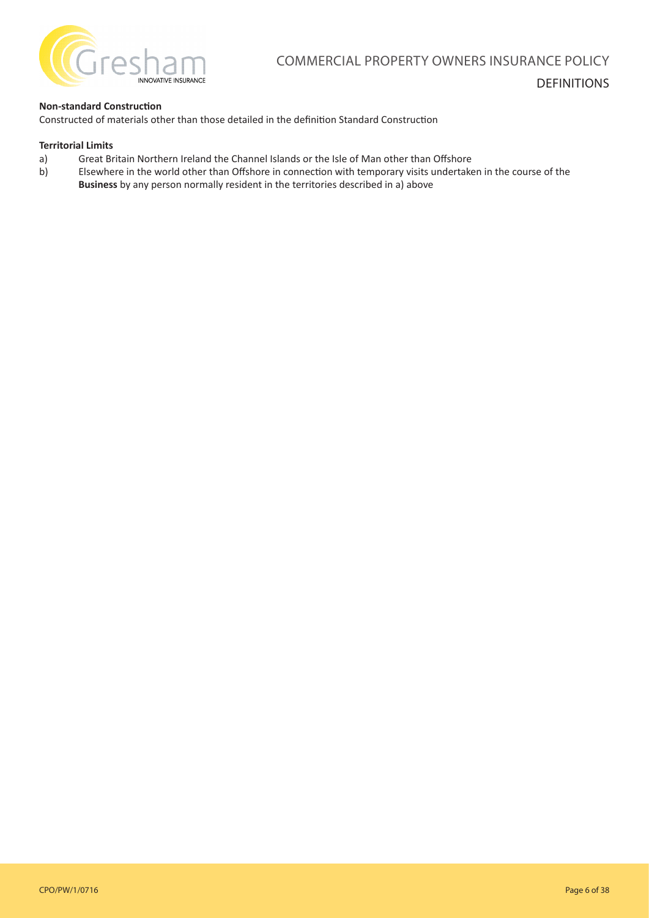**Non-standard Construction**
Constructed of materials other than those detailed in the definition Standard Construction

**Territorial Limits**

a) Great Britain Northern Ireland the Channel Islands or the Isle of Man other than Offshore
b) Elsewhere in the world other than Offshore in connection with temporary visits undertaken in the course of the **Business** by any person normally resident in the territories described in a) above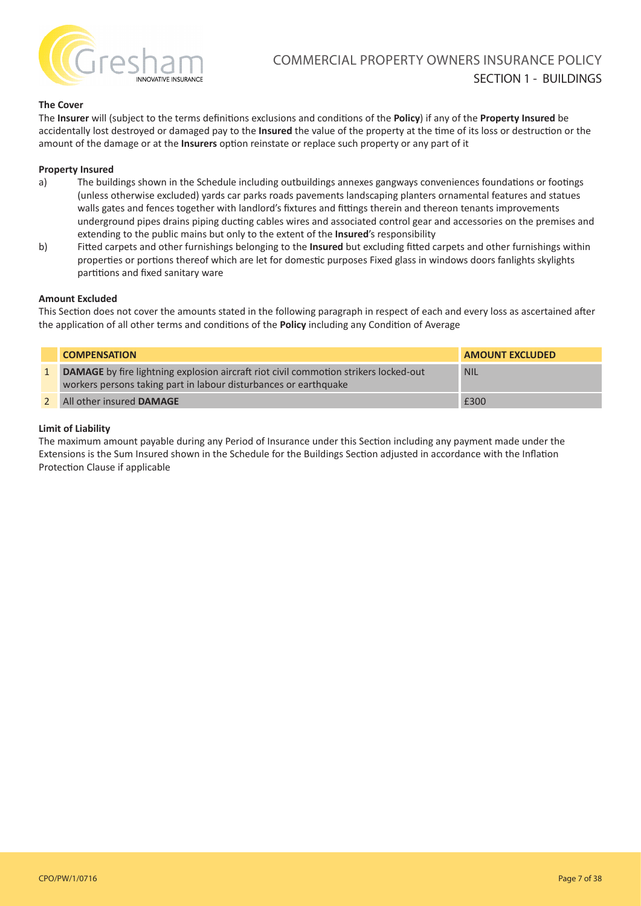# COMMERCIAL PROPERTY OWNERS INSURANCE POLICY

## SECTION 1 - BUILDINGS

**The Cover**

The **Insurer** will (subject to the terms definitions exclusions and conditions of the **Policy**) if any of the **Property Insured** be accidentally lost destroyed or damaged pay to the **Insured** the value of the property at the time of its loss or destruction or the amount of the damage or at the **Insurers** option reinstate or replace such property or any part of it

**Property Insured**

a) The buildings shown in the Schedule including outbuildings annexes gangways conveniences foundations or footings (unless otherwise excluded) yards car parks roads pavements landscaping planters ornamental features and statues walls gates and fences together with landlord's fixtures and fittings therein and thereon tenants improvements underground pipes drains piping ducting cables wires and associated control gear and accessories on the premises and extending to the public mains but only to the extent of the **Insured**'s responsibility

b) Fitted carpets and other furnishings belonging to the **Insured** but excluding fitted carpets and other furnishings within properties or portions thereof which are let for domestic purposes Fixed glass in windows doors fanlights skylights partitions and fixed sanitary ware

**Amount Excluded**

This Section does not cover the amounts stated in the following paragraph in respect of each and every loss as ascertained after the application of all other terms and conditions of the **Policy** including any Condition of Average

| | COMPENSATION | AMOUNT EXCLUDED |
|---|---|---|
| 1 | **DAMAGE** by fire lightning explosion aircraft riot civil commotion strikers locked-out workers persons taking part in labour disturbances or earthquake | NIL |
| 2 | All other insured **DAMAGE** | £300 |

**Limit of Liability**

The maximum amount payable during any Period of Insurance under this Section including any payment made under the Extensions is the Sum Insured shown in the Schedule for the Buildings Section adjusted in accordance with the Inflation Protection Clause if applicable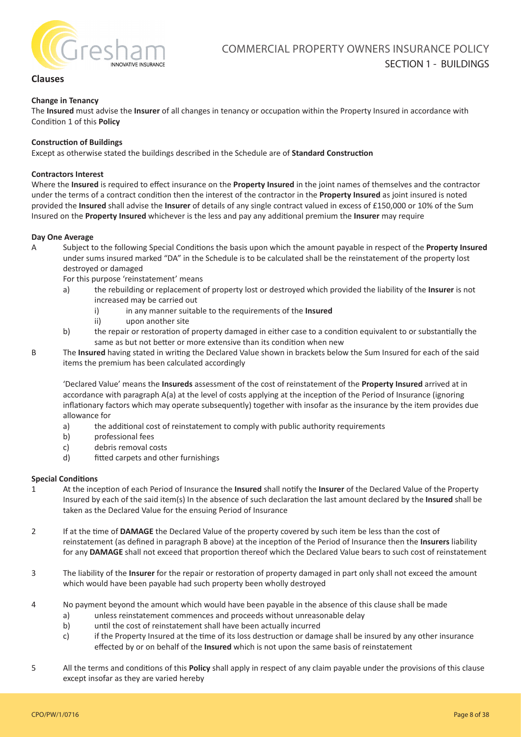## Clauses

### Change in Tenancy

The **Insured** must advise the **Insurer** of all changes in tenancy or occupation within the Property Insured in accordance with Condition 1 of this **Policy**

### Construction of Buildings

Except as otherwise stated the buildings described in the Schedule are of **Standard Construction**

### Contractors Interest

Where the **Insured** is required to effect insurance on the **Property Insured** in the joint names of themselves and the contractor under the terms of a contract condition then the interest of the contractor in the **Property Insured** as joint insured is noted provided the **Insured** shall advise the **Insurer** of details of any single contract valued in excess of £150,000 or 10% of the Sum Insured on the **Property Insured** whichever is the less and pay any additional premium the **Insurer** may require

### Day One Average

A Subject to the following Special Conditions the basis upon which the amount payable in respect of the **Property Insured** under sums insured marked "DA" in the Schedule is to be calculated shall be the reinstatement of the property lost destroyed or damaged

For this purpose 'reinstatement' means

- a) the rebuilding or replacement of property lost or destroyed which provided the liability of the **Insurer** is not increased may be carried out
  - i) in any manner suitable to the requirements of the **Insured**
  - ii) upon another site
- b) the repair or restoration of property damaged in either case to a condition equivalent to or substantially the same as but not better or more extensive than its condition when new

B The **Insured** having stated in writing the Declared Value shown in brackets below the Sum Insured for each of the said items the premium has been calculated accordingly

'Declared Value' means the **Insureds** assessment of the cost of reinstatement of the **Property Insured** arrived at in accordance with paragraph A(a) at the level of costs applying at the inception of the Period of Insurance (ignoring inflationary factors which may operate subsequently) together with insofar as the insurance by the item provides due allowance for

- a) the additional cost of reinstatement to comply with public authority requirements
- b) professional fees
- c) debris removal costs
- d) fitted carpets and other furnishings

### Special Conditions

1. At the inception of each Period of Insurance the **Insured** shall notify the **Insurer** of the Declared Value of the Property Insured by each of the said item(s) In the absence of such declaration the last amount declared by the **Insured** shall be taken as the Declared Value for the ensuing Period of Insurance

2. If at the time of **DAMAGE** the Declared Value of the property covered by such item be less than the cost of reinstatement (as defined in paragraph B above) at the inception of the Period of Insurance then the **Insurers** liability for any **DAMAGE** shall not exceed that proportion thereof which the Declared Value bears to such cost of reinstatement

3. The liability of the **Insurer** for the repair or restoration of property damaged in part only shall not exceed the amount which would have been payable had such property been wholly destroyed

4. No payment beyond the amount which would have been payable in the absence of this clause shall be made
   - a) unless reinstatement commences and proceeds without unreasonable delay
   - b) until the cost of reinstatement shall have been actually incurred
   - c) if the Property Insured at the time of its loss destruction or damage shall be insured by any other insurance effected by or on behalf of the **Insured** which is not upon the same basis of reinstatement

5. All the terms and conditions of this **Policy** shall apply in respect of any claim payable under the provisions of this clause except insofar as they are varied hereby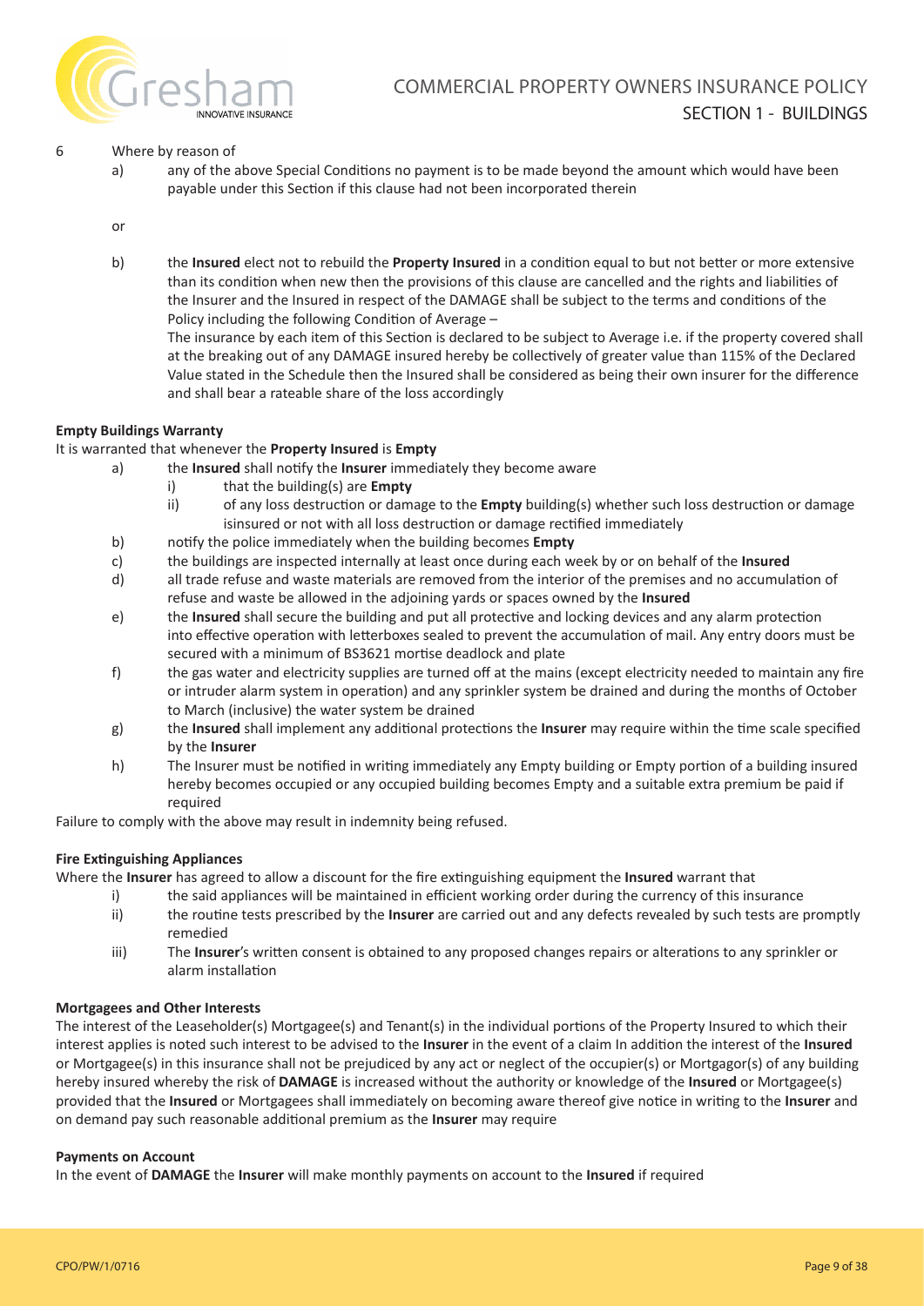6 Where by reason of

a) any of the above Special Conditions no payment is to be made beyond the amount which would have been payable under this Section if this clause had not been incorporated therein

or

b) the **Insured** elect not to rebuild the **Property Insured** in a condition equal to but not better or more extensive than its condition when new then the provisions of this clause are cancelled and the rights and liabilities of the Insurer and the Insured in respect of the DAMAGE shall be subject to the terms and conditions of the Policy including the following Condition of Average –
The insurance by each item of this Section is declared to be subject to Average i.e. if the property covered shall at the breaking out of any DAMAGE insured hereby be collectively of greater value than 115% of the Declared Value stated in the Schedule then the Insured shall be considered as being their own insurer for the difference and shall bear a rateable share of the loss accordingly

**Empty Buildings Warranty**

It is warranted that whenever the **Property Insured** is **Empty**

a) the **Insured** shall notify the **Insurer** immediately they become aware
   i) that the building(s) are **Empty**
   ii) of any loss destruction or damage to the **Empty** building(s) whether such loss destruction or damage isinsured or not with all loss destruction or damage rectified immediately

b) notify the police immediately when the building becomes **Empty**

c) the buildings are inspected internally at least once during each week by or on behalf of the **Insured**

d) all trade refuse and waste materials are removed from the interior of the premises and no accumulation of refuse and waste be allowed in the adjoining yards or spaces owned by the **Insured**

e) the **Insured** shall secure the building and put all protective and locking devices and any alarm protection into effective operation with letterboxes sealed to prevent the accumulation of mail. Any entry doors must be secured with a minimum of BS3621 mortise deadlock and plate

f) the gas water and electricity supplies are turned off at the mains (except electricity needed to maintain any fire or intruder alarm system in operation) and any sprinkler system be drained and during the months of October to March (inclusive) the water system be drained

g) the **Insured** shall implement any additional protections the **Insurer** may require within the time scale specified by the **Insurer**

h) The Insurer must be notified in writing immediately any Empty building or Empty portion of a building insured hereby becomes occupied or any occupied building becomes Empty and a suitable extra premium be paid if required

Failure to comply with the above may result in indemnity being refused.

**Fire Extinguishing Appliances**

Where the **Insurer** has agreed to allow a discount for the fire extinguishing equipment the **Insured** warrant that

i) the said appliances will be maintained in efficient working order during the currency of this insurance

ii) the routine tests prescribed by the **Insurer** are carried out and any defects revealed by such tests are promptly remedied

iii) The **Insurer**'s written consent is obtained to any proposed changes repairs or alterations to any sprinkler or alarm installation

**Mortgagees and Other Interests**

The interest of the Leaseholder(s) Mortgagee(s) and Tenant(s) in the individual portions of the Property Insured to which their interest applies is noted such interest to be advised to the **Insurer** in the event of a claim In addition the interest of the **Insured** or Mortgagee(s) in this insurance shall not be prejudiced by any act or neglect of the occupier(s) or Mortgagor(s) of any building hereby insured whereby the risk of **DAMAGE** is increased without the authority or knowledge of the **Insured** or Mortgagee(s) provided that the **Insured** or Mortgagees shall immediately on becoming aware thereof give notice in writing to the **Insurer** and on demand pay such reasonable additional premium as the **Insurer** may require

**Payments on Account**

In the event of **DAMAGE** the **Insurer** will make monthly payments on account to the **Insured** if required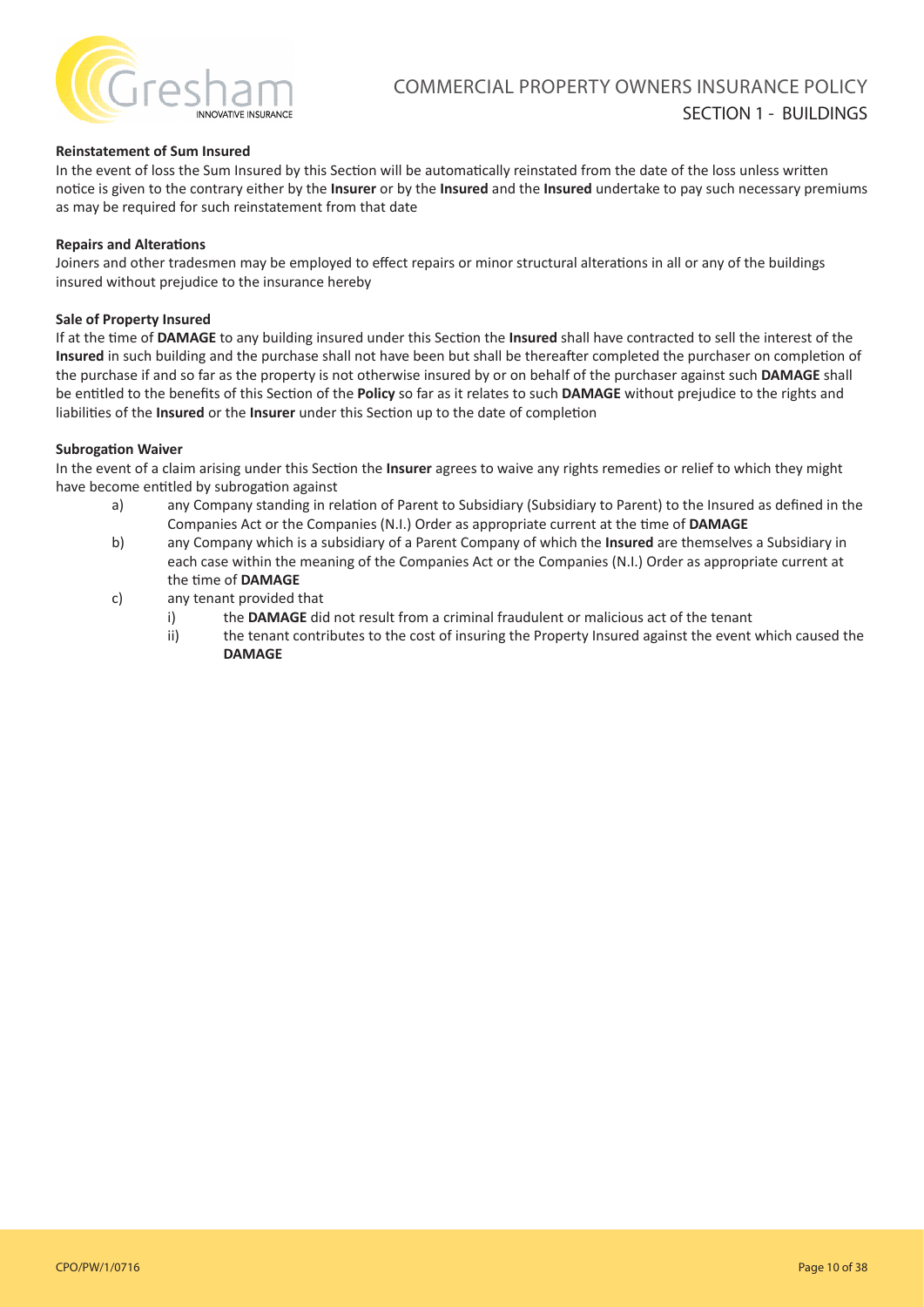**Reinstatement of Sum Insured**

In the event of loss the Sum Insured by this Section will be automatically reinstated from the date of the loss unless written notice is given to the contrary either by the **Insurer** or by the **Insured** and the **Insured** undertake to pay such necessary premiums as may be required for such reinstatement from that date

**Repairs and Alterations**

Joiners and other tradesmen may be employed to effect repairs or minor structural alterations in all or any of the buildings insured without prejudice to the insurance hereby

**Sale of Property Insured**

If at the time of **DAMAGE** to any building insured under this Section the **Insured** shall have contracted to sell the interest of the **Insured** in such building and the purchase shall not have been but shall be thereafter completed the purchaser on completion of the purchase if and so far as the property is not otherwise insured by or on behalf of the purchaser against such **DAMAGE** shall be entitled to the benefits of this Section of the **Policy** so far as it relates to such **DAMAGE** without prejudice to the rights and liabilities of the **Insured** or the **Insurer** under this Section up to the date of completion

**Subrogation Waiver**

In the event of a claim arising under this Section the **Insurer** agrees to waive any rights remedies or relief to which they might have become entitled by subrogation against

a) any Company standing in relation of Parent to Subsidiary (Subsidiary to Parent) to the Insured as defined in the Companies Act or the Companies (N.I.) Order as appropriate current at the time of **DAMAGE**

b) any Company which is a subsidiary of a Parent Company of which the **Insured** are themselves a Subsidiary in each case within the meaning of the Companies Act or the Companies (N.I.) Order as appropriate current at the time of **DAMAGE**

c) any tenant provided that

   i) the **DAMAGE** did not result from a criminal fraudulent or malicious act of the tenant

   ii) the tenant contributes to the cost of insuring the Property Insured against the event which caused the **DAMAGE**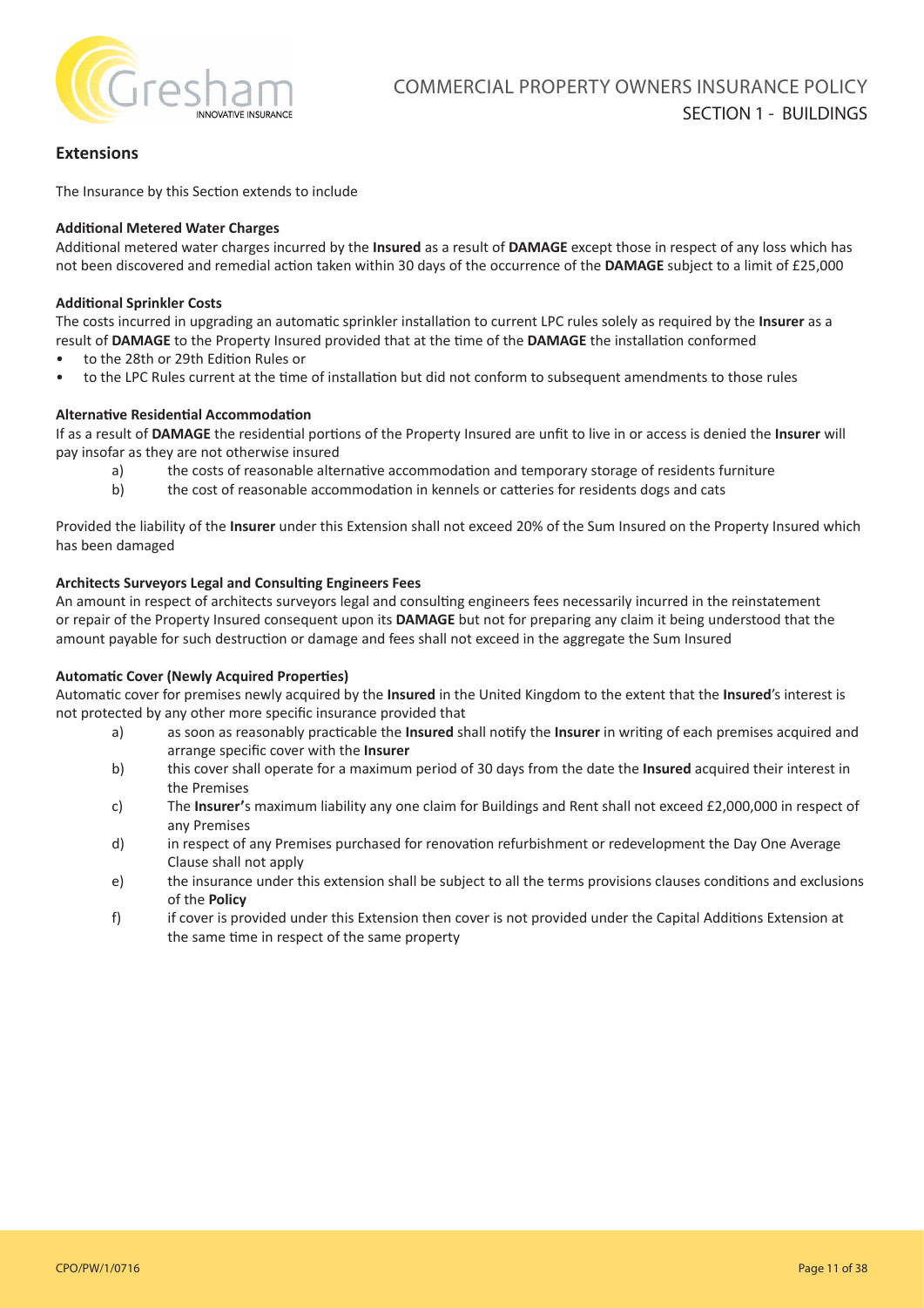## Extensions

The Insurance by this Section extends to include

**Additional Metered Water Charges**
Additional metered water charges incurred by the **Insured** as a result of **DAMAGE** except those in respect of any loss which has not been discovered and remedial action taken within 30 days of the occurrence of the **DAMAGE** subject to a limit of £25,000

**Additional Sprinkler Costs**
The costs incurred in upgrading an automatic sprinkler installation to current LPC rules solely as required by the **Insurer** as a result of **DAMAGE** to the Property Insured provided that at the time of the **DAMAGE** the installation conformed

- to the 28th or 29th Edition Rules or
- to the LPC Rules current at the time of installation but did not conform to subsequent amendments to those rules

**Alternative Residential Accommodation**
If as a result of **DAMAGE** the residential portions of the Property Insured are unfit to live in or access is denied the **Insurer** will pay insofar as they are not otherwise insured

a) the costs of reasonable alternative accommodation and temporary storage of residents furniture
b) the cost of reasonable accommodation in kennels or catteries for residents dogs and cats

Provided the liability of the **Insurer** under this Extension shall not exceed 20% of the Sum Insured on the Property Insured which has been damaged

**Architects Surveyors Legal and Consulting Engineers Fees**
An amount in respect of architects surveyors legal and consulting engineers fees necessarily incurred in the reinstatement or repair of the Property Insured consequent upon its **DAMAGE** but not for preparing any claim it being understood that the amount payable for such destruction or damage and fees shall not exceed in the aggregate the Sum Insured

**Automatic Cover (Newly Acquired Properties)**
Automatic cover for premises newly acquired by the **Insured** in the United Kingdom to the extent that the **Insured**'s interest is not protected by any other more specific insurance provided that

a) as soon as reasonably practicable the **Insured** shall notify the **Insurer** in writing of each premises acquired and arrange specific cover with the **Insurer**
b) this cover shall operate for a maximum period of 30 days from the date the **Insured** acquired their interest in the Premises
c) The **Insurer'**s maximum liability any one claim for Buildings and Rent shall not exceed £2,000,000 in respect of any Premises
d) in respect of any Premises purchased for renovation refurbishment or redevelopment the Day One Average Clause shall not apply
e) the insurance under this extension shall be subject to all the terms provisions clauses conditions and exclusions of the **Policy**
f) if cover is provided under this Extension then cover is not provided under the Capital Additions Extension at the same time in respect of the same property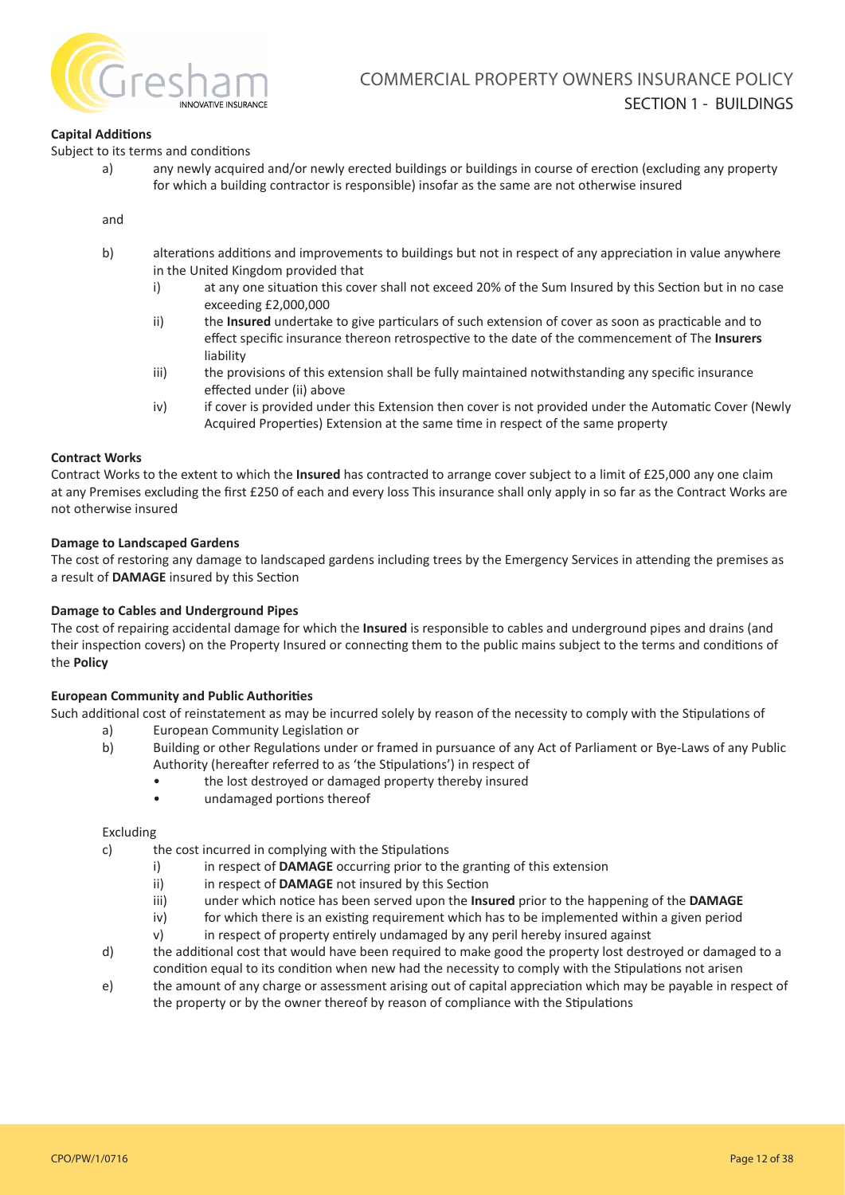**Capital Additions**

Subject to its terms and conditions

a) any newly acquired and/or newly erected buildings or buildings in course of erection (excluding any property for which a building contractor is responsible) insofar as the same are not otherwise insured

and

b) alterations additions and improvements to buildings but not in respect of any appreciation in value anywhere in the United Kingdom provided that
   i) at any one situation this cover shall not exceed 20% of the Sum Insured by this Section but in no case exceeding £2,000,000
   ii) the **Insured** undertake to give particulars of such extension of cover as soon as practicable and to effect specific insurance thereon retrospective to the date of the commencement of The **Insurers** liability
   iii) the provisions of this extension shall be fully maintained notwithstanding any specific insurance effected under (ii) above
   iv) if cover is provided under this Extension then cover is not provided under the Automatic Cover (Newly Acquired Properties) Extension at the same time in respect of the same property

**Contract Works**

Contract Works to the extent to which the **Insured** has contracted to arrange cover subject to a limit of £25,000 any one claim at any Premises excluding the first £250 of each and every loss This insurance shall only apply in so far as the Contract Works are not otherwise insured

**Damage to Landscaped Gardens**

The cost of restoring any damage to landscaped gardens including trees by the Emergency Services in attending the premises as a result of **DAMAGE** insured by this Section

**Damage to Cables and Underground Pipes**

The cost of repairing accidental damage for which the **Insured** is responsible to cables and underground pipes and drains (and their inspection covers) on the Property Insured or connecting them to the public mains subject to the terms and conditions of the **Policy**

**European Community and Public Authorities**

Such additional cost of reinstatement as may be incurred solely by reason of the necessity to comply with the Stipulations of

a) European Community Legislation or
b) Building or other Regulations under or framed in pursuance of any Act of Parliament or Bye-Laws of any Public Authority (hereafter referred to as 'the Stipulations') in respect of
   - the lost destroyed or damaged property thereby insured
   - undamaged portions thereof

Excluding

c) the cost incurred in complying with the Stipulations
   i) in respect of **DAMAGE** occurring prior to the granting of this extension
   ii) in respect of **DAMAGE** not insured by this Section
   iii) under which notice has been served upon the **Insured** prior to the happening of the **DAMAGE**
   iv) for which there is an existing requirement which has to be implemented within a given period
   v) in respect of property entirely undamaged by any peril hereby insured against
d) the additional cost that would have been required to make good the property lost destroyed or damaged to a condition equal to its condition when new had the necessity to comply with the Stipulations not arisen
e) the amount of any charge or assessment arising out of capital appreciation which may be payable in respect of the property or by the owner thereof by reason of compliance with the Stipulations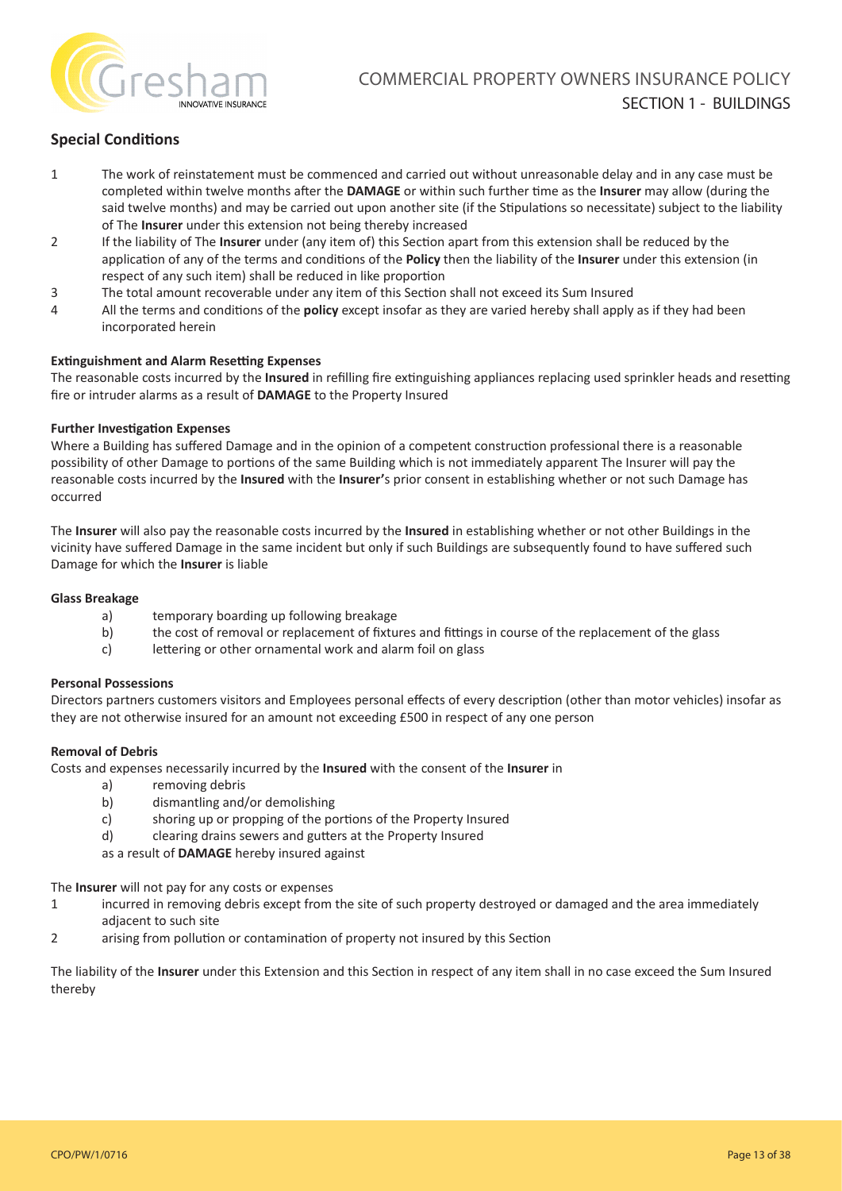### Special Conditions

1. The work of reinstatement must be commenced and carried out without unreasonable delay and in any case must be completed within twelve months after the **DAMAGE** or within such further time as the **Insurer** may allow (during the said twelve months) and may be carried out upon another site (if the Stipulations so necessitate) subject to the liability of The **Insurer** under this extension not being thereby increased
2. If the liability of The **Insurer** under (any item of) this Section apart from this extension shall be reduced by the application of any of the terms and conditions of the **Policy** then the liability of the **Insurer** under this extension (in respect of any such item) shall be reduced in like proportion
3. The total amount recoverable under any item of this Section shall not exceed its Sum Insured
4. All the terms and conditions of the **policy** except insofar as they are varied hereby shall apply as if they had been incorporated herein

**Extinguishment and Alarm Resetting Expenses**
The reasonable costs incurred by the **Insured** in refilling fire extinguishing appliances replacing used sprinkler heads and resetting fire or intruder alarms as a result of **DAMAGE** to the Property Insured

**Further Investigation Expenses**
Where a Building has suffered Damage and in the opinion of a competent construction professional there is a reasonable possibility of other Damage to portions of the same Building which is not immediately apparent The Insurer will pay the reasonable costs incurred by the **Insured** with the **Insurer'**s prior consent in establishing whether or not such Damage has occurred

The **Insurer** will also pay the reasonable costs incurred by the **Insured** in establishing whether or not other Buildings in the vicinity have suffered Damage in the same incident but only if such Buildings are subsequently found to have suffered such Damage for which the **Insurer** is liable

**Glass Breakage**

a) temporary boarding up following breakage
b) the cost of removal or replacement of fixtures and fittings in course of the replacement of the glass
c) lettering or other ornamental work and alarm foil on glass

**Personal Possessions**
Directors partners customers visitors and Employees personal effects of every description (other than motor vehicles) insofar as they are not otherwise insured for an amount not exceeding £500 in respect of any one person

**Removal of Debris**
Costs and expenses necessarily incurred by the **Insured** with the consent of the **Insurer** in

a) removing debris
b) dismantling and/or demolishing
c) shoring up or propping of the portions of the Property Insured
d) clearing drains sewers and gutters at the Property Insured

as a result of **DAMAGE** hereby insured against

The **Insurer** will not pay for any costs or expenses

1. incurred in removing debris except from the site of such property destroyed or damaged and the area immediately adjacent to such site
2. arising from pollution or contamination of property not insured by this Section

The liability of the **Insurer** under this Extension and this Section in respect of any item shall in no case exceed the Sum Insured thereby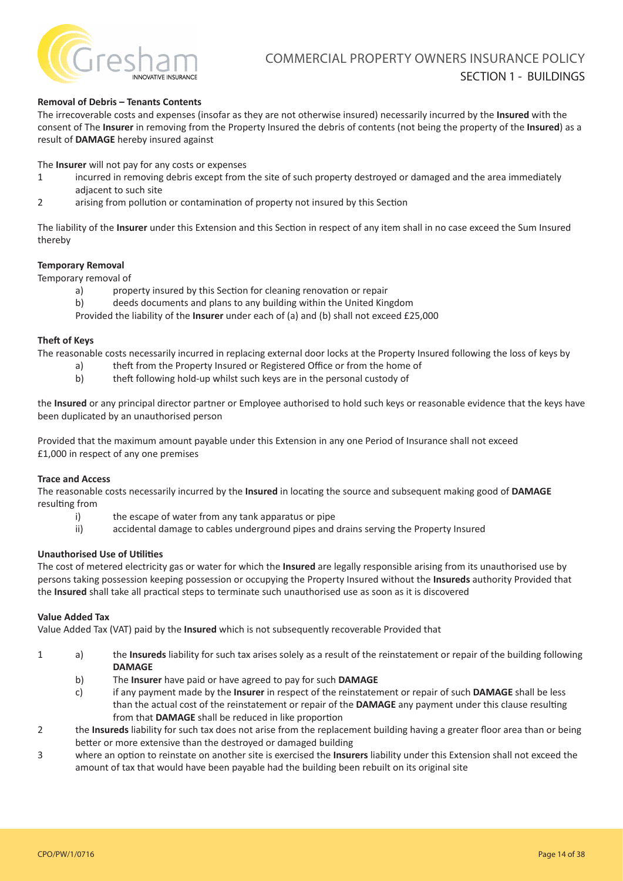**Removal of Debris – Tenants Contents**

The irrecoverable costs and expenses (insofar as they are not otherwise insured) necessarily incurred by the **Insured** with the consent of The **Insurer** in removing from the Property Insured the debris of contents (not being the property of the **Insured**) as a result of **DAMAGE** hereby insured against

The **Insurer** will not pay for any costs or expenses

1. incurred in removing debris except from the site of such property destroyed or damaged and the area immediately adjacent to such site
2. arising from pollution or contamination of property not insured by this Section

The liability of the **Insurer** under this Extension and this Section in respect of any item shall in no case exceed the Sum Insured thereby

**Temporary Removal**

Temporary removal of

a) property insured by this Section for cleaning renovation or repair

b) deeds documents and plans to any building within the United Kingdom

Provided the liability of the **Insurer** under each of (a) and (b) shall not exceed £25,000

**Theft of Keys**

The reasonable costs necessarily incurred in replacing external door locks at the Property Insured following the loss of keys by

a) theft from the Property Insured or Registered Office or from the home of

b) theft following hold-up whilst such keys are in the personal custody of

the **Insured** or any principal director partner or Employee authorised to hold such keys or reasonable evidence that the keys have been duplicated by an unauthorised person

Provided that the maximum amount payable under this Extension in any one Period of Insurance shall not exceed £1,000 in respect of any one premises

**Trace and Access**

The reasonable costs necessarily incurred by the **Insured** in locating the source and subsequent making good of **DAMAGE** resulting from

i) the escape of water from any tank apparatus or pipe

ii) accidental damage to cables underground pipes and drains serving the Property Insured

**Unauthorised Use of Utilities**

The cost of metered electricity gas or water for which the **Insured** are legally responsible arising from its unauthorised use by persons taking possession keeping possession or occupying the Property Insured without the **Insureds** authority Provided that the **Insured** shall take all practical steps to terminate such unauthorised use as soon as it is discovered

**Value Added Tax**

Value Added Tax (VAT) paid by the **Insured** which is not subsequently recoverable Provided that

1. a) the **Insureds** liability for such tax arises solely as a result of the reinstatement or repair of the building following **DAMAGE**

   b) The **Insurer** have paid or have agreed to pay for such **DAMAGE**

   c) if any payment made by the **Insurer** in respect of the reinstatement or repair of such **DAMAGE** shall be less than the actual cost of the reinstatement or repair of the **DAMAGE** any payment under this clause resulting from that **DAMAGE** shall be reduced in like proportion
2. the **Insureds** liability for such tax does not arise from the replacement building having a greater floor area than or being better or more extensive than the destroyed or damaged building
3. where an option to reinstate on another site is exercised the **Insurers** liability under this Extension shall not exceed the amount of tax that would have been payable had the building been rebuilt on its original site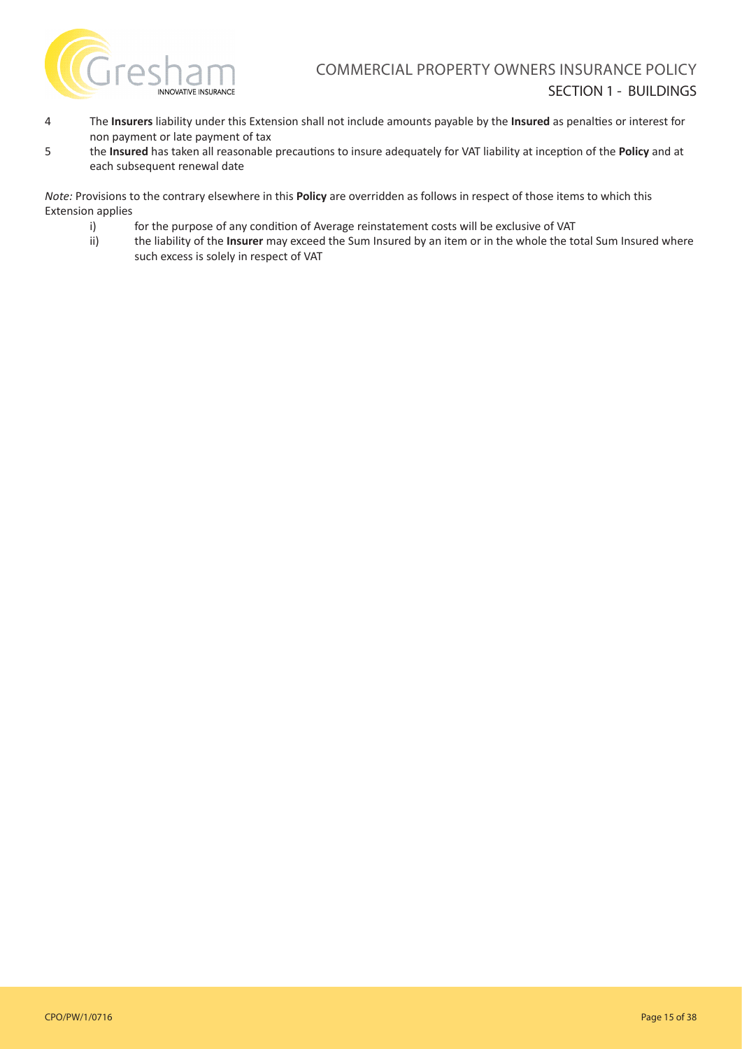4 The **Insurers** liability under this Extension shall not include amounts payable by the **Insured** as penalties or interest for non payment or late payment of tax

5 the **Insured** has taken all reasonable precautions to insure adequately for VAT liability at inception of the **Policy** and at each subsequent renewal date

*Note:* Provisions to the contrary elsewhere in this **Policy** are overridden as follows in respect of those items to which this Extension applies

i) for the purpose of any condition of Average reinstatement costs will be exclusive of VAT

ii) the liability of the **Insurer** may exceed the Sum Insured by an item or in the whole the total Sum Insured where such excess is solely in respect of VAT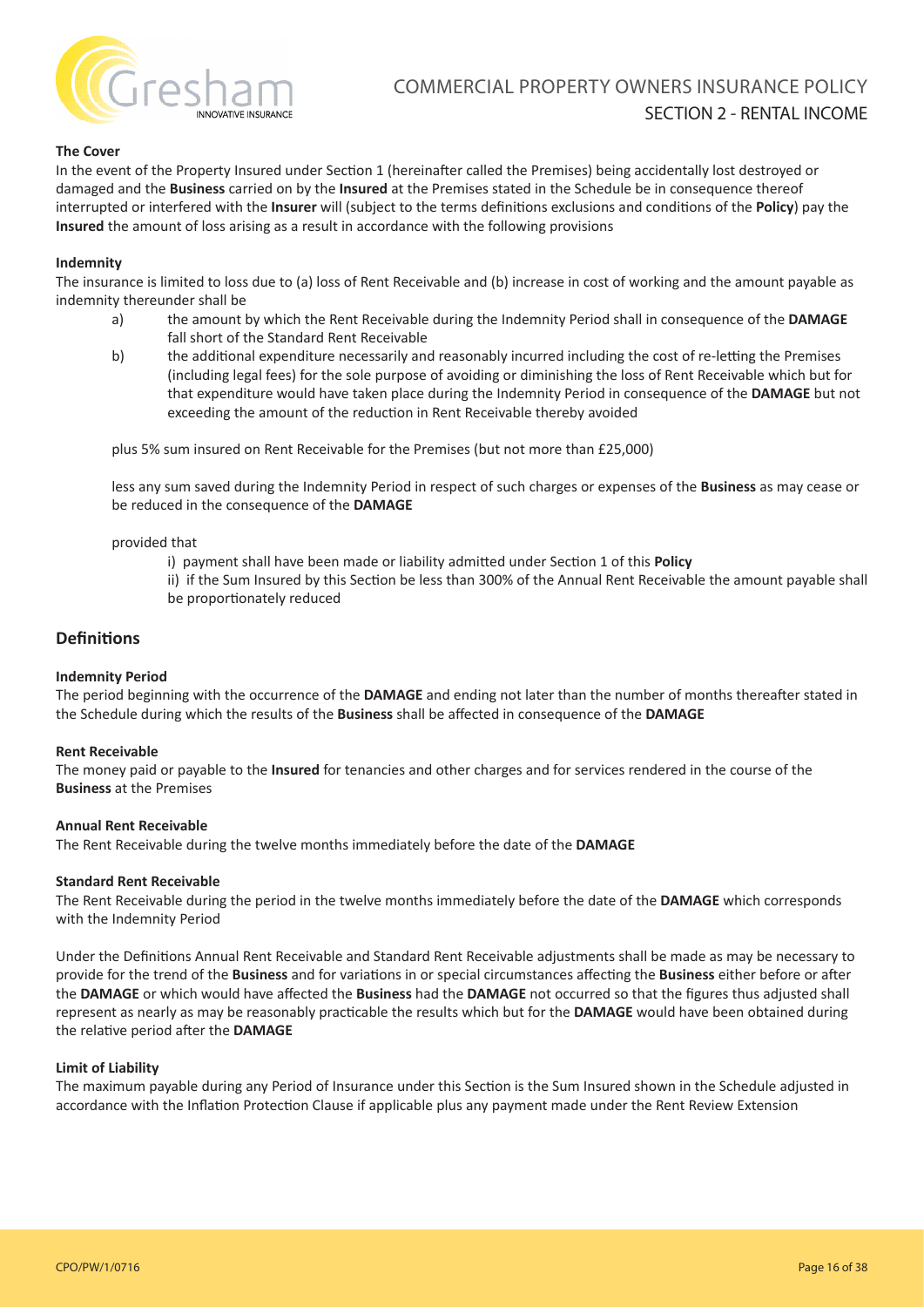# COMMERCIAL PROPERTY OWNERS INSURANCE POLICY

## SECTION 2 - RENTAL INCOME

**The Cover**

In the event of the Property Insured under Section 1 (hereinafter called the Premises) being accidentally lost destroyed or damaged and the **Business** carried on by the **Insured** at the Premises stated in the Schedule be in consequence thereof interrupted or interfered with the **Insurer** will (subject to the terms definitions exclusions and conditions of the **Policy**) pay the **Insured** the amount of loss arising as a result in accordance with the following provisions

**Indemnity**

The insurance is limited to loss due to (a) loss of Rent Receivable and (b) increase in cost of working and the amount payable as indemnity thereunder shall be

a) the amount by which the Rent Receivable during the Indemnity Period shall in consequence of the **DAMAGE** fall short of the Standard Rent Receivable

b) the additional expenditure necessarily and reasonably incurred including the cost of re-letting the Premises (including legal fees) for the sole purpose of avoiding or diminishing the loss of Rent Receivable which but for that expenditure would have taken place during the Indemnity Period in consequence of the **DAMAGE** but not exceeding the amount of the reduction in Rent Receivable thereby avoided

plus 5% sum insured on Rent Receivable for the Premises (but not more than £25,000)

less any sum saved during the Indemnity Period in respect of such charges or expenses of the **Business** as may cease or be reduced in the consequence of the **DAMAGE**

provided that

i) payment shall have been made or liability admitted under Section 1 of this **Policy**

ii) if the Sum Insured by this Section be less than 300% of the Annual Rent Receivable the amount payable shall be proportionately reduced

## Definitions

**Indemnity Period**

The period beginning with the occurrence of the **DAMAGE** and ending not later than the number of months thereafter stated in the Schedule during which the results of the **Business** shall be affected in consequence of the **DAMAGE**

**Rent Receivable**

The money paid or payable to the **Insured** for tenancies and other charges and for services rendered in the course of the **Business** at the Premises

**Annual Rent Receivable**

The Rent Receivable during the twelve months immediately before the date of the **DAMAGE**

**Standard Rent Receivable**

The Rent Receivable during the period in the twelve months immediately before the date of the **DAMAGE** which corresponds with the Indemnity Period

Under the Definitions Annual Rent Receivable and Standard Rent Receivable adjustments shall be made as may be necessary to provide for the trend of the **Business** and for variations in or special circumstances affecting the **Business** either before or after the **DAMAGE** or which would have affected the **Business** had the **DAMAGE** not occurred so that the figures thus adjusted shall represent as nearly as may be reasonably practicable the results which but for the **DAMAGE** would have been obtained during the relative period after the **DAMAGE**

**Limit of Liability**

The maximum payable during any Period of Insurance under this Section is the Sum Insured shown in the Schedule adjusted in accordance with the Inflation Protection Clause if applicable plus any payment made under the Rent Review Extension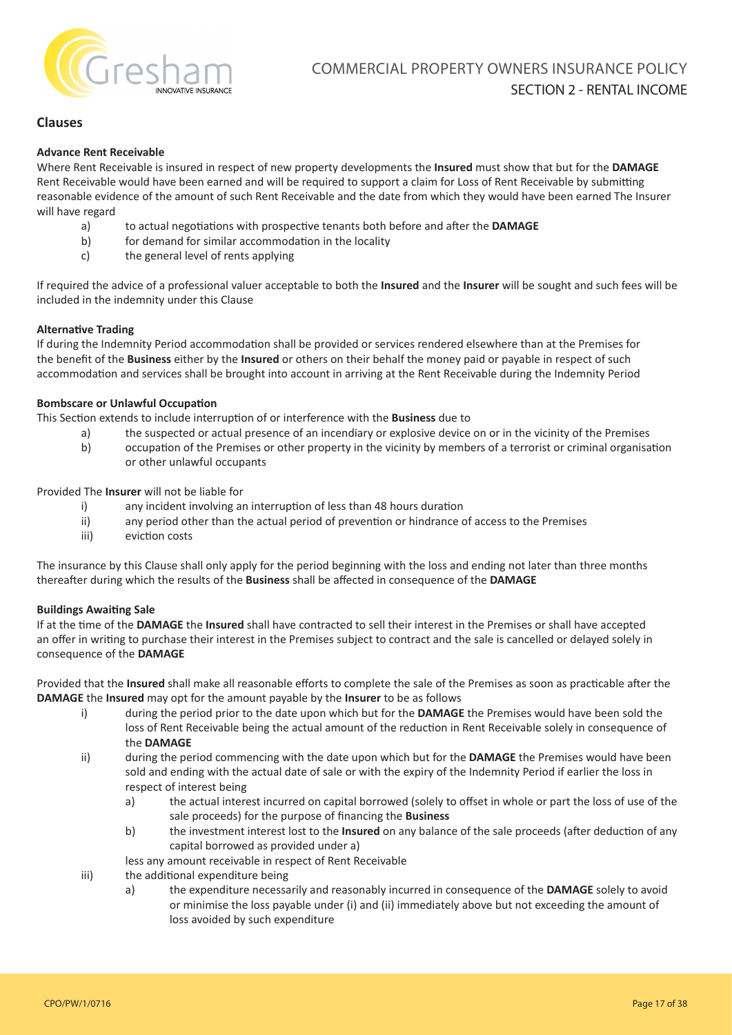## Clauses

**Advance Rent Receivable**

Where Rent Receivable is insured in respect of new property developments the **Insured** must show that but for the **DAMAGE** Rent Receivable would have been earned and will be required to support a claim for Loss of Rent Receivable by submitting reasonable evidence of the amount of such Rent Receivable and the date from which they would have been earned The Insurer will have regard

- a) to actual negotiations with prospective tenants both before and after the **DAMAGE**
- b) for demand for similar accommodation in the locality
- c) the general level of rents applying

If required the advice of a professional valuer acceptable to both the **Insured** and the **Insurer** will be sought and such fees will be included in the indemnity under this Clause

**Alternative Trading**

If during the Indemnity Period accommodation shall be provided or services rendered elsewhere than at the Premises for the benefit of the **Business** either by the **Insured** or others on their behalf the money paid or payable in respect of such accommodation and services shall be brought into account in arriving at the Rent Receivable during the Indemnity Period

**Bombscare or Unlawful Occupation**

This Section extends to include interruption of or interference with the **Business** due to

- a) the suspected or actual presence of an incendiary or explosive device on or in the vicinity of the Premises
- b) occupation of the Premises or other property in the vicinity by members of a terrorist or criminal organisation or other unlawful occupants

Provided The **Insurer** will not be liable for

- i) any incident involving an interruption of less than 48 hours duration
- ii) any period other than the actual period of prevention or hindrance of access to the Premises
- iii) eviction costs

The insurance by this Clause shall only apply for the period beginning with the loss and ending not later than three months thereafter during which the results of the **Business** shall be affected in consequence of the **DAMAGE**

**Buildings Awaiting Sale**

If at the time of the **DAMAGE** the **Insured** shall have contracted to sell their interest in the Premises or shall have accepted an offer in writing to purchase their interest in the Premises subject to contract and the sale is cancelled or delayed solely in consequence of the **DAMAGE**

Provided that the **Insured** shall make all reasonable efforts to complete the sale of the Premises as soon as practicable after the **DAMAGE** the **Insured** may opt for the amount payable by the **Insurer** to be as follows

- i) during the period prior to the date upon which but for the **DAMAGE** the Premises would have been sold the loss of Rent Receivable being the actual amount of the reduction in Rent Receivable solely in consequence of the **DAMAGE**
- ii) during the period commencing with the date upon which but for the **DAMAGE** the Premises would have been sold and ending with the actual date of sale or with the expiry of the Indemnity Period if earlier the loss in respect of interest being
  - a) the actual interest incurred on capital borrowed (solely to offset in whole or part the loss of use of the sale proceeds) for the purpose of financing the **Business**
  - b) the investment interest lost to the **Insured** on any balance of the sale proceeds (after deduction of any capital borrowed as provided under a)

  less any amount receivable in respect of Rent Receivable
- iii) the additional expenditure being
  - a) the expenditure necessarily and reasonably incurred in consequence of the **DAMAGE** solely to avoid or minimise the loss payable under (i) and (ii) immediately above but not exceeding the amount of loss avoided by such expenditure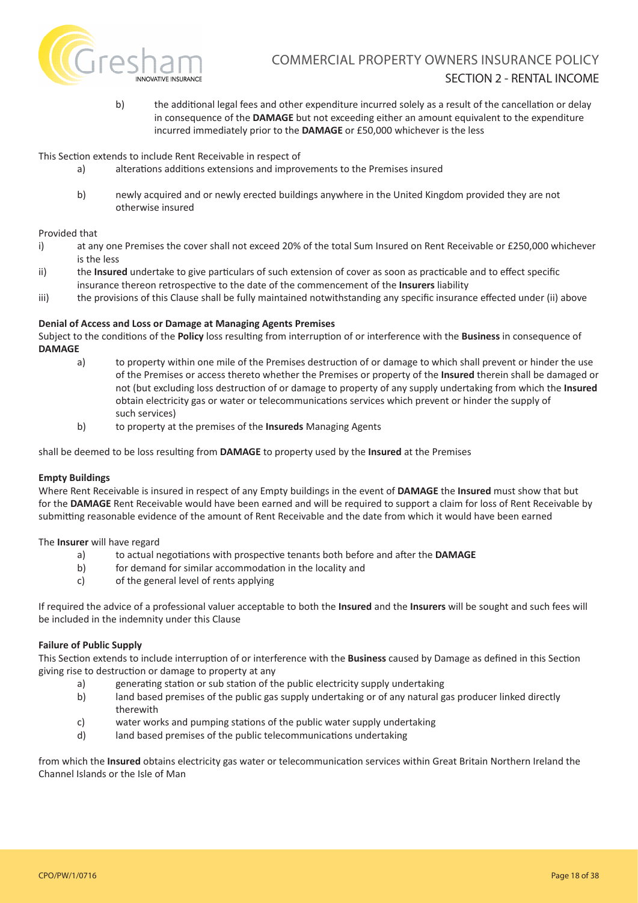b) the additional legal fees and other expenditure incurred solely as a result of the cancellation or delay in consequence of the **DAMAGE** but not exceeding either an amount equivalent to the expenditure incurred immediately prior to the **DAMAGE** or £50,000 whichever is the less

This Section extends to include Rent Receivable in respect of

a) alterations additions extensions and improvements to the Premises insured

b) newly acquired and or newly erected buildings anywhere in the United Kingdom provided they are not otherwise insured

Provided that

i) at any one Premises the cover shall not exceed 20% of the total Sum Insured on Rent Receivable or £250,000 whichever is the less

ii) the **Insured** undertake to give particulars of such extension of cover as soon as practicable and to effect specific insurance thereon retrospective to the date of the commencement of the **Insurers** liability

iii) the provisions of this Clause shall be fully maintained notwithstanding any specific insurance effected under (ii) above

**Denial of Access and Loss or Damage at Managing Agents Premises**

Subject to the conditions of the **Policy** loss resulting from interruption of or interference with the **Business** in consequence of **DAMAGE**

a) to property within one mile of the Premises destruction of or damage to which shall prevent or hinder the use of the Premises or access thereto whether the Premises or property of the **Insured** therein shall be damaged or not (but excluding loss destruction of or damage to property of any supply undertaking from which the **Insured** obtain electricity gas or water or telecommunications services which prevent or hinder the supply of such services)

b) to property at the premises of the **Insureds** Managing Agents

shall be deemed to be loss resulting from **DAMAGE** to property used by the **Insured** at the Premises

**Empty Buildings**

Where Rent Receivable is insured in respect of any Empty buildings in the event of **DAMAGE** the **Insured** must show that but for the **DAMAGE** Rent Receivable would have been earned and will be required to support a claim for loss of Rent Receivable by submitting reasonable evidence of the amount of Rent Receivable and the date from which it would have been earned

The **Insurer** will have regard

a) to actual negotiations with prospective tenants both before and after the **DAMAGE**

b) for demand for similar accommodation in the locality and

c) of the general level of rents applying

If required the advice of a professional valuer acceptable to both the **Insured** and the **Insurers** will be sought and such fees will be included in the indemnity under this Clause

**Failure of Public Supply**

This Section extends to include interruption of or interference with the **Business** caused by Damage as defined in this Section giving rise to destruction or damage to property at any

a) generating station or sub station of the public electricity supply undertaking

b) land based premises of the public gas supply undertaking or of any natural gas producer linked directly therewith

c) water works and pumping stations of the public water supply undertaking

d) land based premises of the public telecommunications undertaking

from which the **Insured** obtains electricity gas water or telecommunication services within Great Britain Northern Ireland the Channel Islands or the Isle of Man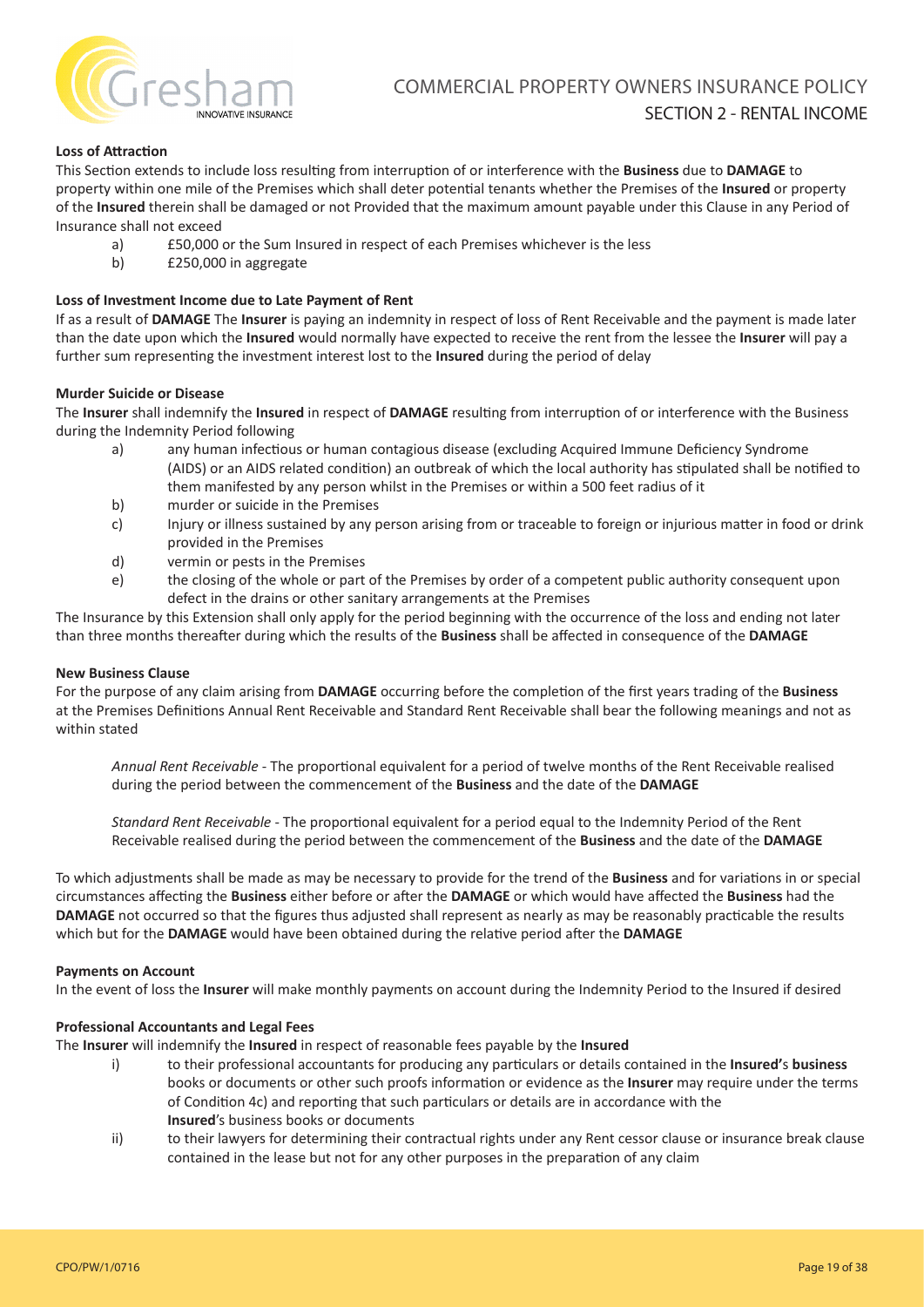**Loss of Attraction**

This Section extends to include loss resulting from interruption of or interference with the **Business** due to **DAMAGE** to property within one mile of the Premises which shall deter potential tenants whether the Premises of the **Insured** or property of the **Insured** therein shall be damaged or not Provided that the maximum amount payable under this Clause in any Period of Insurance shall not exceed

a) £50,000 or the Sum Insured in respect of each Premises whichever is the less
b) £250,000 in aggregate

**Loss of Investment Income due to Late Payment of Rent**

If as a result of **DAMAGE** The **Insurer** is paying an indemnity in respect of loss of Rent Receivable and the payment is made later than the date upon which the **Insured** would normally have expected to receive the rent from the lessee the **Insurer** will pay a further sum representing the investment interest lost to the **Insured** during the period of delay

**Murder Suicide or Disease**

The **Insurer** shall indemnify the **Insured** in respect of **DAMAGE** resulting from interruption of or interference with the Business during the Indemnity Period following

a) any human infectious or human contagious disease (excluding Acquired Immune Deficiency Syndrome (AIDS) or an AIDS related condition) an outbreak of which the local authority has stipulated shall be notified to them manifested by any person whilst in the Premises or within a 500 feet radius of it
b) murder or suicide in the Premises
c) Injury or illness sustained by any person arising from or traceable to foreign or injurious matter in food or drink provided in the Premises
d) vermin or pests in the Premises
e) the closing of the whole or part of the Premises by order of a competent public authority consequent upon defect in the drains or other sanitary arrangements at the Premises

The Insurance by this Extension shall only apply for the period beginning with the occurrence of the loss and ending not later than three months thereafter during which the results of the **Business** shall be affected in consequence of the **DAMAGE**

**New Business Clause**

For the purpose of any claim arising from **DAMAGE** occurring before the completion of the first years trading of the **Business** at the Premises Definitions Annual Rent Receivable and Standard Rent Receivable shall bear the following meanings and not as within stated

*Annual Rent Receivable* - The proportional equivalent for a period of twelve months of the Rent Receivable realised during the period between the commencement of the **Business** and the date of the **DAMAGE**

*Standard Rent Receivable* - The proportional equivalent for a period equal to the Indemnity Period of the Rent Receivable realised during the period between the commencement of the **Business** and the date of the **DAMAGE**

To which adjustments shall be made as may be necessary to provide for the trend of the **Business** and for variations in or special circumstances affecting the **Business** either before or after the **DAMAGE** or which would have affected the **Business** had the **DAMAGE** not occurred so that the figures thus adjusted shall represent as nearly as may be reasonably practicable the results which but for the **DAMAGE** would have been obtained during the relative period after the **DAMAGE**

**Payments on Account**

In the event of loss the **Insurer** will make monthly payments on account during the Indemnity Period to the Insured if desired

**Professional Accountants and Legal Fees**

The **Insurer** will indemnify the **Insured** in respect of reasonable fees payable by the **Insured**

i) to their professional accountants for producing any particulars or details contained in the **Insured'**s **business** books or documents or other such proofs information or evidence as the **Insurer** may require under the terms of Condition 4c) and reporting that such particulars or details are in accordance with the **Insured**'s business books or documents
ii) to their lawyers for determining their contractual rights under any Rent cessor clause or insurance break clause contained in the lease but not for any other purposes in the preparation of any claim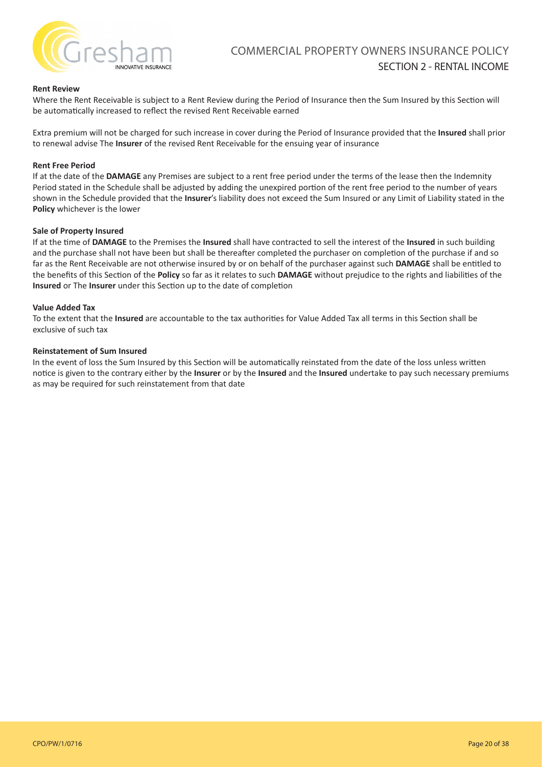**Rent Review**

Where the Rent Receivable is subject to a Rent Review during the Period of Insurance then the Sum Insured by this Section will be automatically increased to reflect the revised Rent Receivable earned

Extra premium will not be charged for such increase in cover during the Period of Insurance provided that the **Insured** shall prior to renewal advise The **Insurer** of the revised Rent Receivable for the ensuing year of insurance

**Rent Free Period**

If at the date of the **DAMAGE** any Premises are subject to a rent free period under the terms of the lease then the Indemnity Period stated in the Schedule shall be adjusted by adding the unexpired portion of the rent free period to the number of years shown in the Schedule provided that the **Insurer**'s liability does not exceed the Sum Insured or any Limit of Liability stated in the **Policy** whichever is the lower

**Sale of Property Insured**

If at the time of **DAMAGE** to the Premises the **Insured** shall have contracted to sell the interest of the **Insured** in such building and the purchase shall not have been but shall be thereafter completed the purchaser on completion of the purchase if and so far as the Rent Receivable are not otherwise insured by or on behalf of the purchaser against such **DAMAGE** shall be entitled to the benefits of this Section of the **Policy** so far as it relates to such **DAMAGE** without prejudice to the rights and liabilities of the **Insured** or The **Insurer** under this Section up to the date of completion

**Value Added Tax**

To the extent that the **Insured** are accountable to the tax authorities for Value Added Tax all terms in this Section shall be exclusive of such tax

**Reinstatement of Sum Insured**

In the event of loss the Sum Insured by this Section will be automatically reinstated from the date of the loss unless written notice is given to the contrary either by the **Insurer** or by the **Insured** and the **Insured** undertake to pay such necessary premiums as may be required for such reinstatement from that date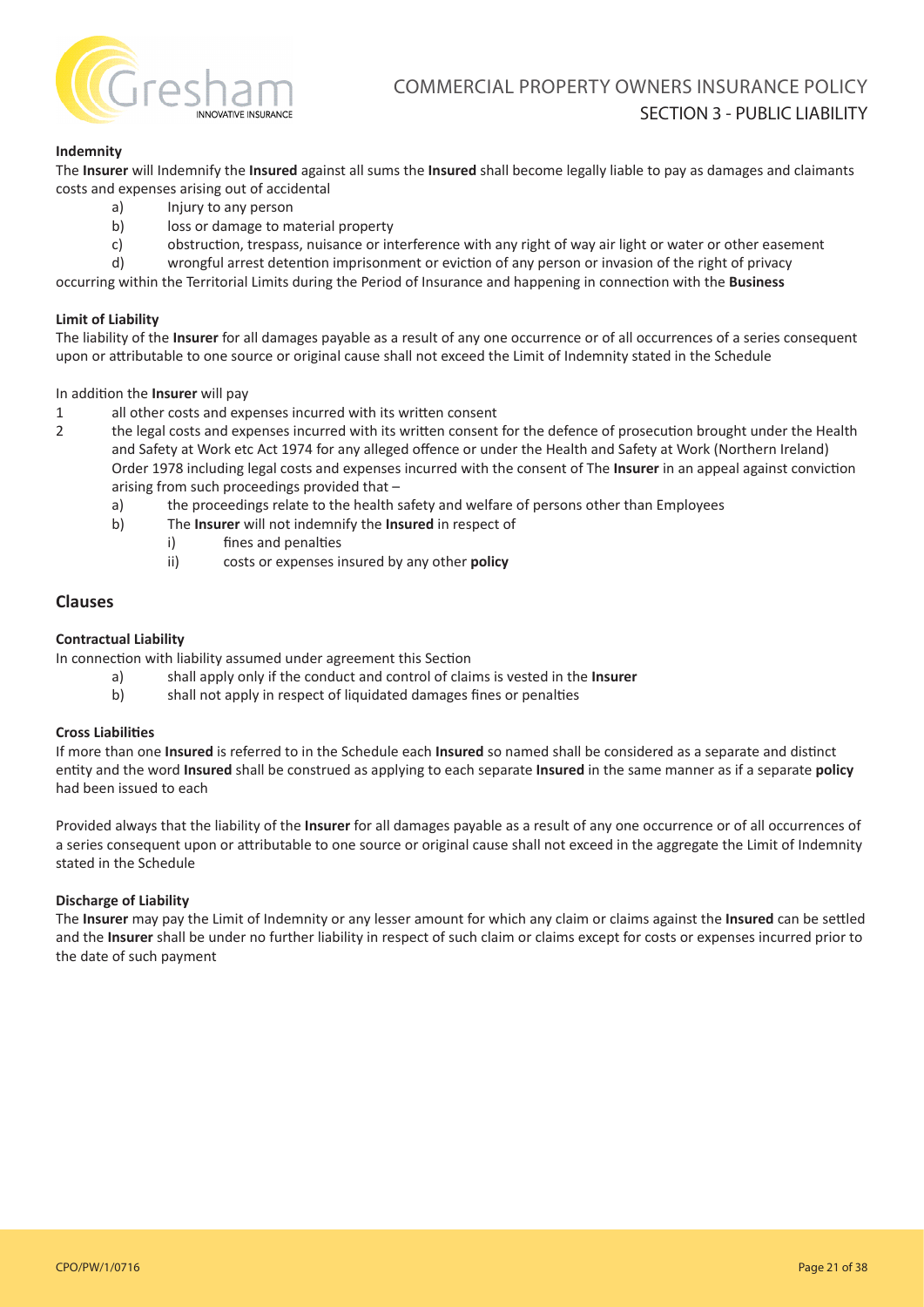# COMMERCIAL PROPERTY OWNERS INSURANCE POLICY

## SECTION 3 - PUBLIC LIABILITY

**Indemnity**

The **Insurer** will Indemnify the **Insured** against all sums the **Insured** shall become legally liable to pay as damages and claimants costs and expenses arising out of accidental

- a) Injury to any person
- b) loss or damage to material property
- c) obstruction, trespass, nuisance or interference with any right of way air light or water or other easement
- d) wrongful arrest detention imprisonment or eviction of any person or invasion of the right of privacy

occurring within the Territorial Limits during the Period of Insurance and happening in connection with the **Business**

**Limit of Liability**

The liability of the **Insurer** for all damages payable as a result of any one occurrence or of all occurrences of a series consequent upon or attributable to one source or original cause shall not exceed the Limit of Indemnity stated in the Schedule

In addition the **Insurer** will pay

1. all other costs and expenses incurred with its written consent
2. the legal costs and expenses incurred with its written consent for the defence of prosecution brought under the Health and Safety at Work etc Act 1974 for any alleged offence or under the Health and Safety at Work (Northern Ireland) Order 1978 including legal costs and expenses incurred with the consent of The **Insurer** in an appeal against conviction arising from such proceedings provided that –
   - a) the proceedings relate to the health safety and welfare of persons other than Employees
   - b) The **Insurer** will not indemnify the **Insured** in respect of
     - i) fines and penalties
     - ii) costs or expenses insured by any other **policy**

## Clauses

**Contractual Liability**

In connection with liability assumed under agreement this Section

- a) shall apply only if the conduct and control of claims is vested in the **Insurer**
- b) shall not apply in respect of liquidated damages fines or penalties

**Cross Liabilities**

If more than one **Insured** is referred to in the Schedule each **Insured** so named shall be considered as a separate and distinct entity and the word **Insured** shall be construed as applying to each separate **Insured** in the same manner as if a separate **policy** had been issued to each

Provided always that the liability of the **Insurer** for all damages payable as a result of any one occurrence or of all occurrences of a series consequent upon or attributable to one source or original cause shall not exceed in the aggregate the Limit of Indemnity stated in the Schedule

**Discharge of Liability**

The **Insurer** may pay the Limit of Indemnity or any lesser amount for which any claim or claims against the **Insured** can be settled and the **Insurer** shall be under no further liability in respect of such claim or claims except for costs or expenses incurred prior to the date of such payment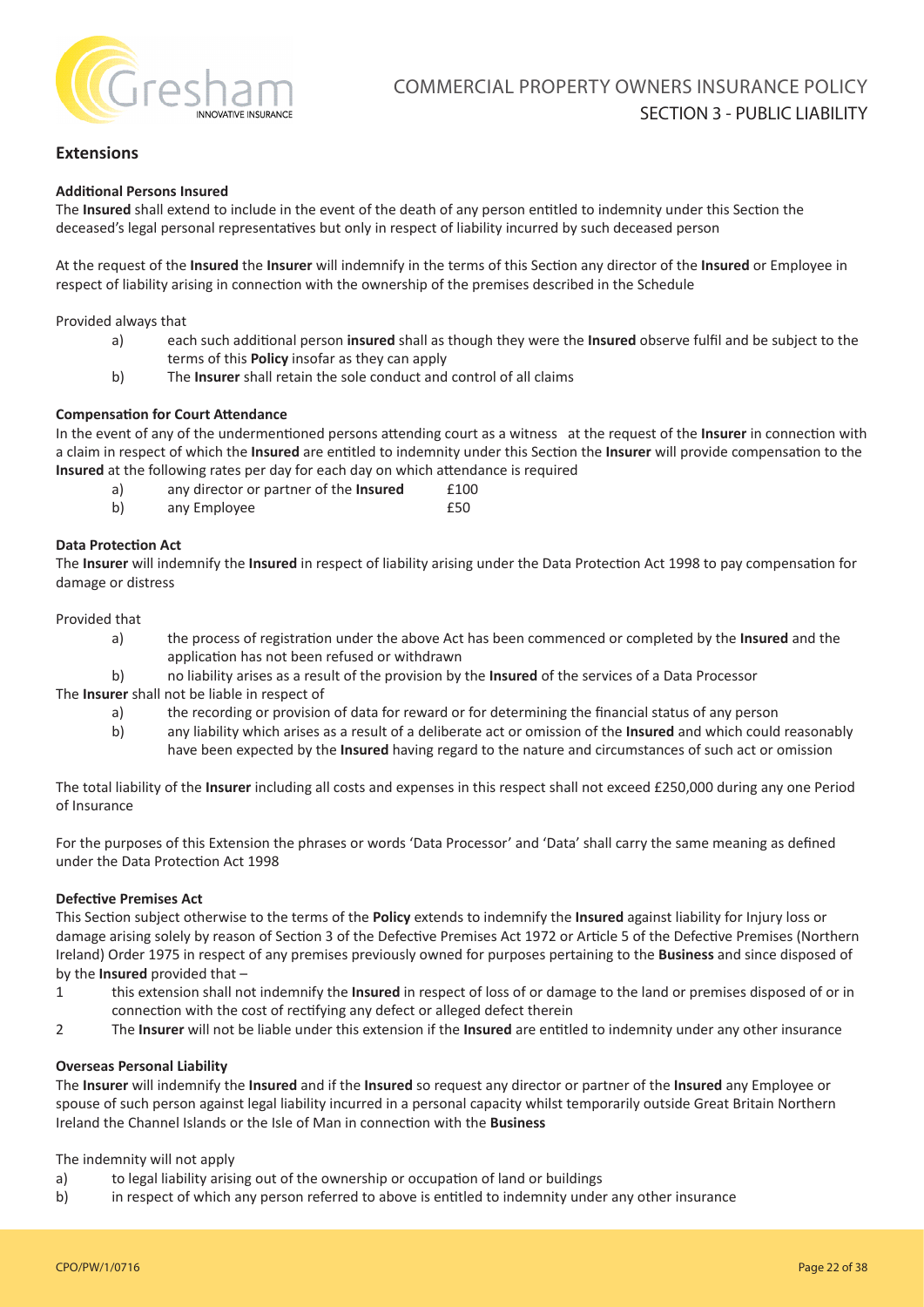## Extensions

### Additional Persons Insured

The **Insured** shall extend to include in the event of the death of any person entitled to indemnity under this Section the deceased's legal personal representatives but only in respect of liability incurred by such deceased person

At the request of the **Insured** the **Insurer** will indemnify in the terms of this Section any director of the **Insured** or Employee in respect of liability arising in connection with the ownership of the premises described in the Schedule

Provided always that

- a) each such additional person **insured** shall as though they were the **Insured** observe fulfil and be subject to the terms of this **Policy** insofar as they can apply
- b) The **Insurer** shall retain the sole conduct and control of all claims

### Compensation for Court Attendance

In the event of any of the undermentioned persons attending court as a witness at the request of the **Insurer** in connection with a claim in respect of which the **Insured** are entitled to indemnity under this Section the **Insurer** will provide compensation to the **Insured** at the following rates per day for each day on which attendance is required

| | | |
|---|---|---|
| a) | any director or partner of the **Insured** | £100 |
| b) | any Employee | £50 |

### Data Protection Act

The **Insurer** will indemnify the **Insured** in respect of liability arising under the Data Protection Act 1998 to pay compensation for damage or distress

Provided that

- a) the process of registration under the above Act has been commenced or completed by the **Insured** and the application has not been refused or withdrawn
- b) no liability arises as a result of the provision by the **Insured** of the services of a Data Processor

The **Insurer** shall not be liable in respect of

- a) the recording or provision of data for reward or for determining the financial status of any person
- b) any liability which arises as a result of a deliberate act or omission of the **Insured** and which could reasonably have been expected by the **Insured** having regard to the nature and circumstances of such act or omission

The total liability of the **Insurer** including all costs and expenses in this respect shall not exceed £250,000 during any one Period of Insurance

For the purposes of this Extension the phrases or words 'Data Processor' and 'Data' shall carry the same meaning as defined under the Data Protection Act 1998

### Defective Premises Act

This Section subject otherwise to the terms of the **Policy** extends to indemnify the **Insured** against liability for Injury loss or damage arising solely by reason of Section 3 of the Defective Premises Act 1972 or Article 5 of the Defective Premises (Northern Ireland) Order 1975 in respect of any premises previously owned for purposes pertaining to the **Business** and since disposed of by the **Insured** provided that –

1. this extension shall not indemnify the **Insured** in respect of loss of or damage to the land or premises disposed of or in connection with the cost of rectifying any defect or alleged defect therein
2. The **Insurer** will not be liable under this extension if the **Insured** are entitled to indemnity under any other insurance

### Overseas Personal Liability

The **Insurer** will indemnify the **Insured** and if the **Insured** so request any director or partner of the **Insured** any Employee or spouse of such person against legal liability incurred in a personal capacity whilst temporarily outside Great Britain Northern Ireland the Channel Islands or the Isle of Man in connection with the **Business**

The indemnity will not apply

- a) to legal liability arising out of the ownership or occupation of land or buildings
- b) in respect of which any person referred to above is entitled to indemnity under any other insurance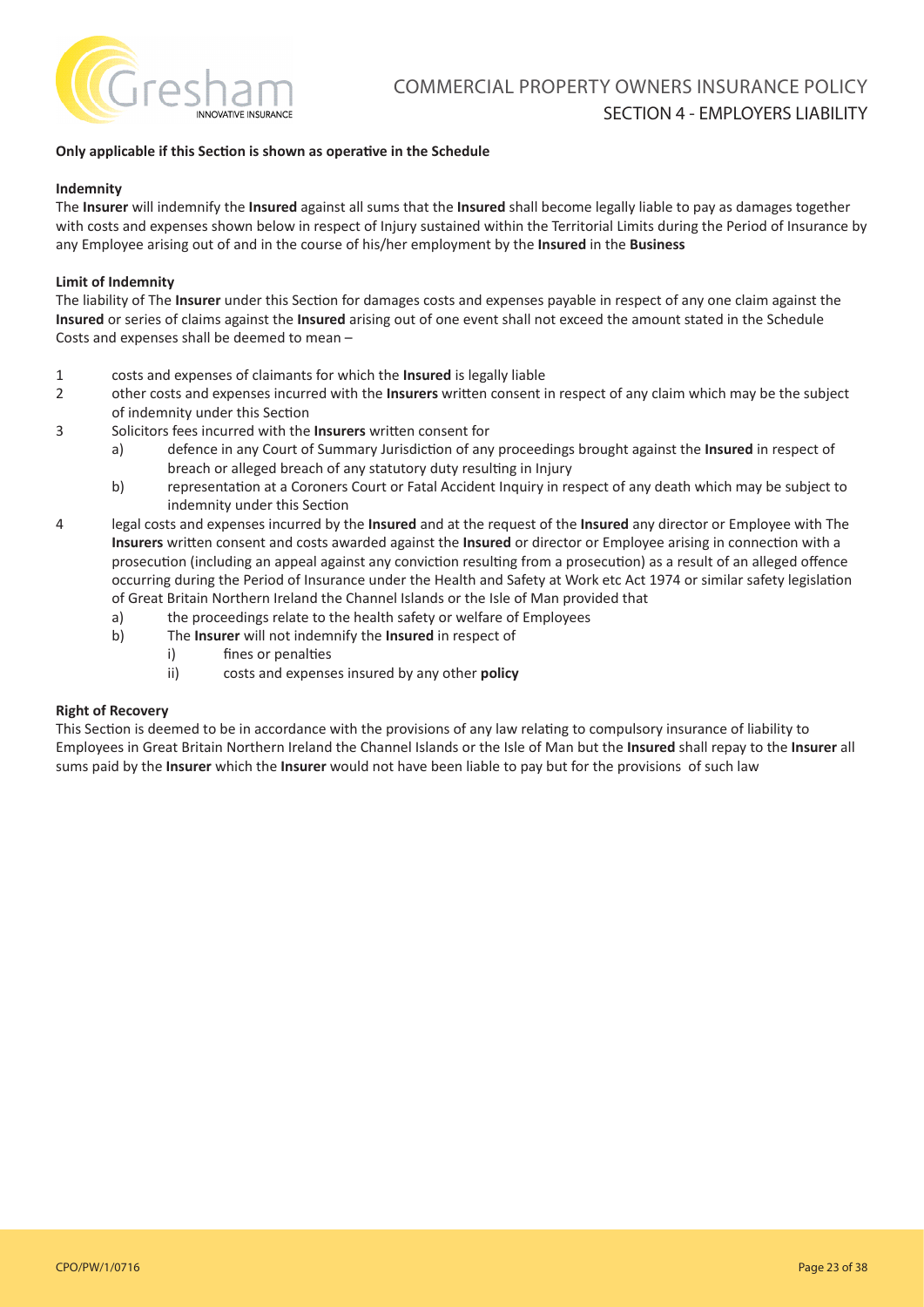# COMMERCIAL PROPERTY OWNERS INSURANCE POLICY

## SECTION 4 - EMPLOYERS LIABILITY

**Only applicable if this Section is shown as operative in the Schedule**

**Indemnity**

The **Insurer** will indemnify the **Insured** against all sums that the **Insured** shall become legally liable to pay as damages together with costs and expenses shown below in respect of Injury sustained within the Territorial Limits during the Period of Insurance by any Employee arising out of and in the course of his/her employment by the **Insured** in the **Business**

**Limit of Indemnity**

The liability of The **Insurer** under this Section for damages costs and expenses payable in respect of any one claim against the **Insured** or series of claims against the **Insured** arising out of one event shall not exceed the amount stated in the Schedule

Costs and expenses shall be deemed to mean –

1 costs and expenses of claimants for which the **Insured** is legally liable

2 other costs and expenses incurred with the **Insurers** written consent in respect of any claim which may be the subject of indemnity under this Section

3 Solicitors fees incurred with the **Insurers** written consent for
   - a) defence in any Court of Summary Jurisdiction of any proceedings brought against the **Insured** in respect of breach or alleged breach of any statutory duty resulting in Injury
   - b) representation at a Coroners Court or Fatal Accident Inquiry in respect of any death which may be subject to indemnity under this Section

4 legal costs and expenses incurred by the **Insured** and at the request of the **Insured** any director or Employee with The **Insurers** written consent and costs awarded against the **Insured** or director or Employee arising in connection with a prosecution (including an appeal against any conviction resulting from a prosecution) as a result of an alleged offence occurring during the Period of Insurance under the Health and Safety at Work etc Act 1974 or similar safety legislation of Great Britain Northern Ireland the Channel Islands or the Isle of Man provided that
   - a) the proceedings relate to the health safety or welfare of Employees
   - b) The **Insurer** will not indemnify the **Insured** in respect of
     - i) fines or penalties
     - ii) costs and expenses insured by any other **policy**

**Right of Recovery**

This Section is deemed to be in accordance with the provisions of any law relating to compulsory insurance of liability to Employees in Great Britain Northern Ireland the Channel Islands or the Isle of Man but the **Insured** shall repay to the **Insurer** all sums paid by the **Insurer** which the **Insurer** would not have been liable to pay but for the provisions of such law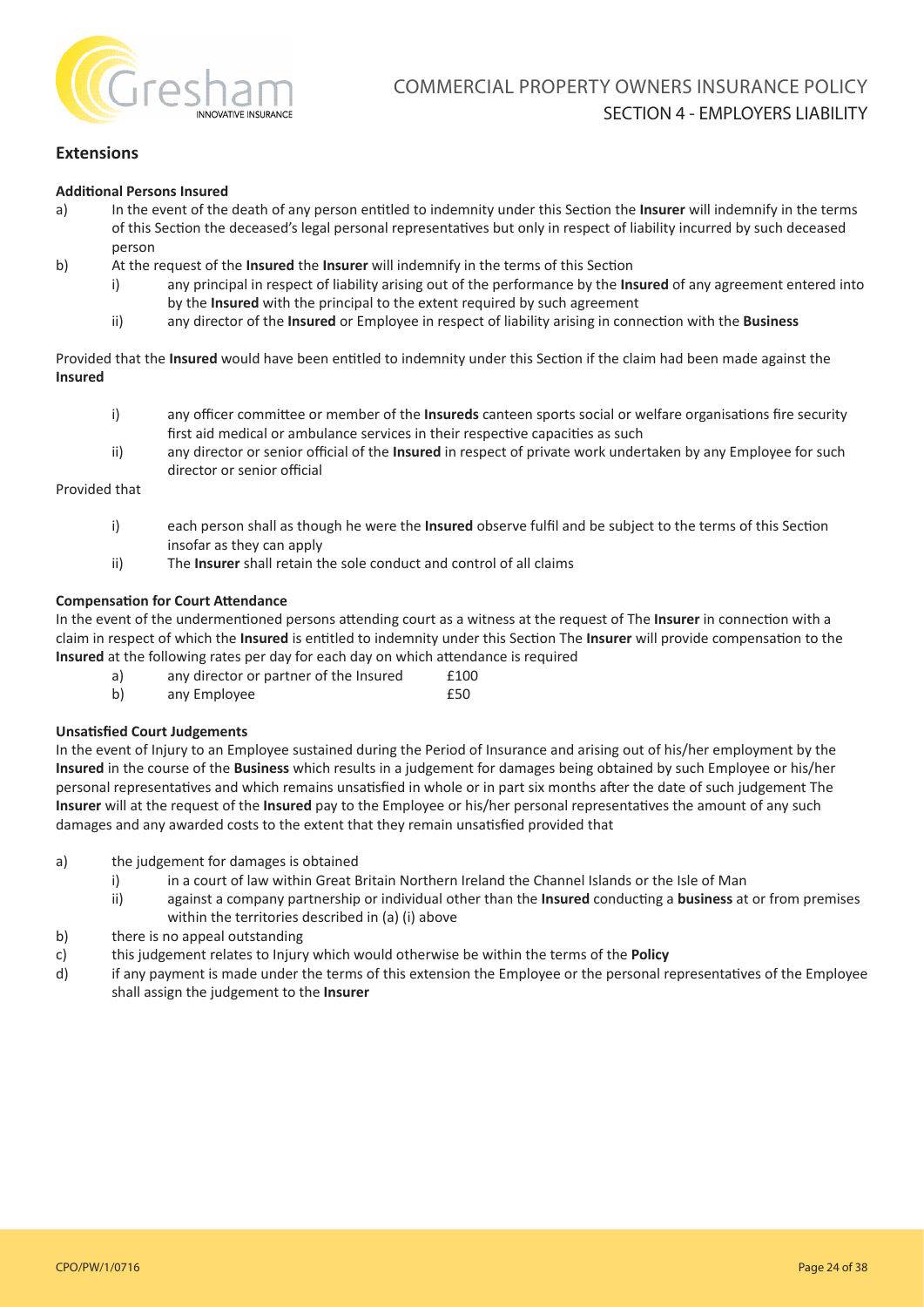## Extensions

**Additional Persons Insured**

a) In the event of the death of any person entitled to indemnity under this Section the **Insurer** will indemnify in the terms of this Section the deceased's legal personal representatives but only in respect of liability incurred by such deceased person

b) At the request of the **Insured** the **Insurer** will indemnify in the terms of this Section

  i) any principal in respect of liability arising out of the performance by the **Insured** of any agreement entered into by the **Insured** with the principal to the extent required by such agreement

  ii) any director of the **Insured** or Employee in respect of liability arising in connection with the **Business**

Provided that the **Insured** would have been entitled to indemnity under this Section if the claim had been made against the **Insured**

  i) any officer committee or member of the **Insureds** canteen sports social or welfare organisations fire security first aid medical or ambulance services in their respective capacities as such

  ii) any director or senior official of the **Insured** in respect of private work undertaken by any Employee for such director or senior official

Provided that

  i) each person shall as though he were the **Insured** observe fulfil and be subject to the terms of this Section insofar as they can apply

  ii) The **Insurer** shall retain the sole conduct and control of all claims

**Compensation for Court Attendance**

In the event of the undermentioned persons attending court as a witness at the request of The **Insurer** in connection with a claim in respect of which the **Insured** is entitled to indemnity under this Section The **Insurer** will provide compensation to the **Insured** at the following rates per day for each day on which attendance is required

| | | |
|---|---|---|
| a) | any director or partner of the Insured | £100 |
| b) | any Employee | £50 |

**Unsatisfied Court Judgements**

In the event of Injury to an Employee sustained during the Period of Insurance and arising out of his/her employment by the **Insured** in the course of the **Business** which results in a judgement for damages being obtained by such Employee or his/her personal representatives and which remains unsatisfied in whole or in part six months after the date of such judgement The **Insurer** will at the request of the **Insured** pay to the Employee or his/her personal representatives the amount of any such damages and any awarded costs to the extent that they remain unsatisfied provided that

a) the judgement for damages is obtained

  i) in a court of law within Great Britain Northern Ireland the Channel Islands or the Isle of Man

  ii) against a company partnership or individual other than the **Insured** conducting a **business** at or from premises within the territories described in (a) (i) above

b) there is no appeal outstanding

c) this judgement relates to Injury which would otherwise be within the terms of the **Policy**

d) if any payment is made under the terms of this extension the Employee or the personal representatives of the Employee shall assign the judgement to the **Insurer**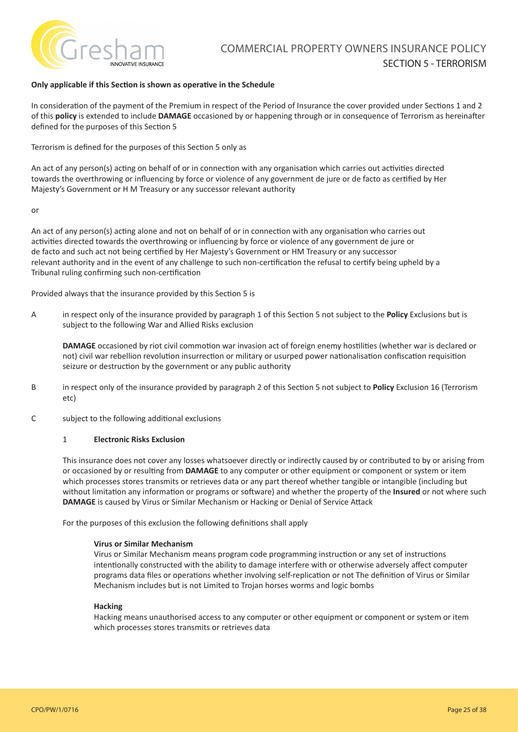# COMMERCIAL PROPERTY OWNERS INSURANCE POLICY

## SECTION 5 - TERRORISM

**Only applicable if this Section is shown as operative in the Schedule**

In consideration of the payment of the Premium in respect of the Period of Insurance the cover provided under Sections 1 and 2 of this **policy** is extended to include **DAMAGE** occasioned by or happening through or in consequence of Terrorism as hereinafter defined for the purposes of this Section 5

Terrorism is defined for the purposes of this Section 5 only as

An act of any person(s) acting on behalf of or in connection with any organisation which carries out activities directed towards the overthrowing or influencing by force or violence of any government de jure or de facto as certified by Her Majesty's Government or H M Treasury or any successor relevant authority

or

An act of any person(s) acting alone and not on behalf of or in connection with any organisation who carries out activities directed towards the overthrowing or influencing by force or violence of any government de jure or de facto and such act not being certified by Her Majesty's Government or HM Treasury or any successor relevant authority and in the event of any challenge to such non-certification the refusal to certify being upheld by a Tribunal ruling confirming such non-certification

Provided always that the insurance provided by this Section 5 is

A in respect only of the insurance provided by paragraph 1 of this Section 5 not subject to the **Policy** Exclusions but is subject to the following War and Allied Risks exclusion

**DAMAGE** occasioned by riot civil commotion war invasion act of foreign enemy hostilities (whether war is declared or not) civil war rebellion revolution insurrection or military or usurped power nationalisation confiscation requisition seizure or destruction by the government or any public authority

B in respect only of the insurance provided by paragraph 2 of this Section 5 not subject to **Policy** Exclusion 16 (Terrorism etc)

C subject to the following additional exclusions

1 **Electronic Risks Exclusion**

This insurance does not cover any losses whatsoever directly or indirectly caused by or contributed to by or arising from or occasioned by or resulting from **DAMAGE** to any computer or other equipment or component or system or item which processes stores transmits or retrieves data or any part thereof whether tangible or intangible (including but without limitation any information or programs or software) and whether the property of the **Insured** or not where such **DAMAGE** is caused by Virus or Similar Mechanism or Hacking or Denial of Service Attack

For the purposes of this exclusion the following definitions shall apply

**Virus or Similar Mechanism**
Virus or Similar Mechanism means program code programming instruction or any set of instructions intentionally constructed with the ability to damage interfere with or otherwise adversely affect computer programs data files or operations whether involving self-replication or not The definition of Virus or Similar Mechanism includes but is not Limited to Trojan horses worms and logic bombs

**Hacking**
Hacking means unauthorised access to any computer or other equipment or component or system or item which processes stores transmits or retrieves data

CPO/PW/1/0716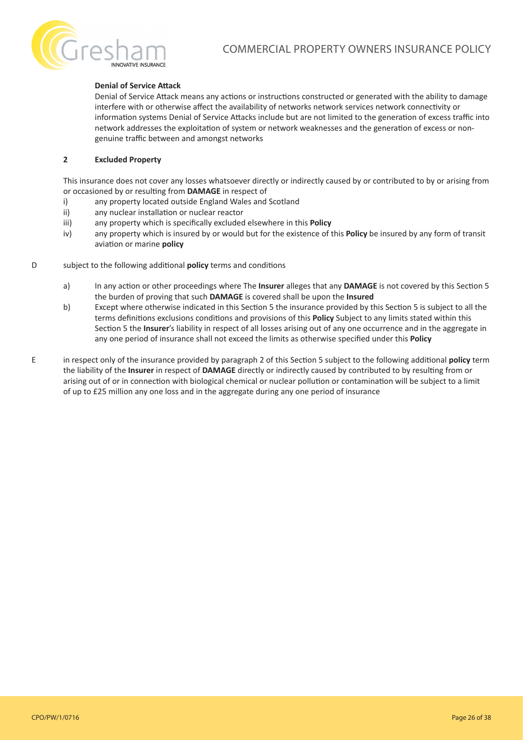**Denial of Service Attack**

Denial of Service Attack means any actions or instructions constructed or generated with the ability to damage interfere with or otherwise affect the availability of networks network services network connectivity or information systems Denial of Service Attacks include but are not limited to the generation of excess traffic into network addresses the exploitation of system or network weaknesses and the generation of excess or non-genuine traffic between and amongst networks

**2 Excluded Property**

This insurance does not cover any losses whatsoever directly or indirectly caused by or contributed to by or arising from or occasioned by or resulting from **DAMAGE** in respect of

i) any property located outside England Wales and Scotland

ii) any nuclear installation or nuclear reactor

iii) any property which is specifically excluded elsewhere in this **Policy**

iv) any property which is insured by or would but for the existence of this **Policy** be insured by any form of transit aviation or marine **policy**

D subject to the following additional **policy** terms and conditions

a) In any action or other proceedings where The **Insurer** alleges that any **DAMAGE** is not covered by this Section 5 the burden of proving that such **DAMAGE** is covered shall be upon the **Insured**

b) Except where otherwise indicated in this Section 5 the insurance provided by this Section 5 is subject to all the terms definitions exclusions conditions and provisions of this **Policy** Subject to any limits stated within this Section 5 the **Insurer**'s liability in respect of all losses arising out of any one occurrence and in the aggregate in any one period of insurance shall not exceed the limits as otherwise specified under this **Policy**

E in respect only of the insurance provided by paragraph 2 of this Section 5 subject to the following additional **policy** term the liability of the **Insurer** in respect of **DAMAGE** directly or indirectly caused by contributed to by resulting from or arising out of or in connection with biological chemical or nuclear pollution or contamination will be subject to a limit of up to £25 million any one loss and in the aggregate during any one period of insurance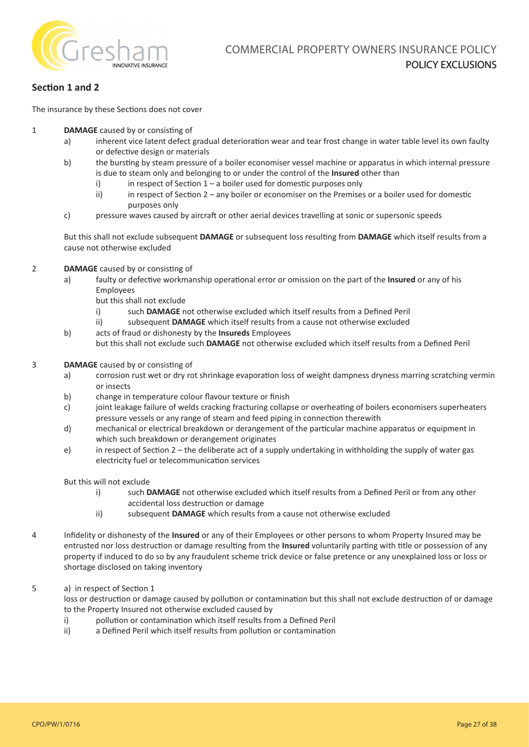## Section 1 and 2

The insurance by these Sections does not cover

1 **DAMAGE** caused by or consisting of

   a) inherent vice latent defect gradual deterioration wear and tear frost change in water table level its own faulty or defective design or materials

   b) the bursting by steam pressure of a boiler economiser vessel machine or apparatus in which internal pressure is due to steam only and belonging to or under the control of the **Insured** other than

      i) in respect of Section 1 – a boiler used for domestic purposes only

      ii) in respect of Section 2 – any boiler or economiser on the Premises or a boiler used for domestic purposes only

   c) pressure waves caused by aircraft or other aerial devices travelling at sonic or supersonic speeds

   But this shall not exclude subsequent **DAMAGE** or subsequent loss resulting from **DAMAGE** which itself results from a cause not otherwise excluded

2 **DAMAGE** caused by or consisting of

   a) faulty or defective workmanship operational error or omission on the part of the **Insured** or any of his Employees

      but this shall not exclude

      i) such **DAMAGE** not otherwise excluded which itself results from a Defined Peril

      ii) subsequent **DAMAGE** which itself results from a cause not otherwise excluded

   b) acts of fraud or dishonesty by the **Insureds** Employees

      but this shall not exclude such **DAMAGE** not otherwise excluded which itself results from a Defined Peril

3 **DAMAGE** caused by or consisting of

   a) corrosion rust wet or dry rot shrinkage evaporation loss of weight dampness dryness marring scratching vermin or insects

   b) change in temperature colour flavour texture or finish

   c) joint leakage failure of welds cracking fracturing collapse or overheating of boilers economisers superheaters pressure vessels or any range of steam and feed piping in connection therewith

   d) mechanical or electrical breakdown or derangement of the particular machine apparatus or equipment in which such breakdown or derangement originates

   e) in respect of Section 2 – the deliberate act of a supply undertaking in withholding the supply of water gas electricity fuel or telecommunication services

   But this will not exclude

      i) such **DAMAGE** not otherwise excluded which itself results from a Defined Peril or from any other accidental loss destruction or damage

      ii) subsequent **DAMAGE** which results from a cause not otherwise excluded

4 Infidelity or dishonesty of the **Insured** or any of their Employees or other persons to whom Property Insured may be entrusted nor loss destruction or damage resulting from the **Insured** voluntarily parting with title or possession of any property if induced to do so by any fraudulent scheme trick device or false pretence or any unexplained loss or loss or shortage disclosed on taking inventory

5 a) in respect of Section 1

   loss or destruction or damage caused by pollution or contamination but this shall not exclude destruction of or damage to the Property Insured not otherwise excluded caused by

   i) pollution or contamination which itself results from a Defined Peril

   ii) a Defined Peril which itself results from pollution or contamination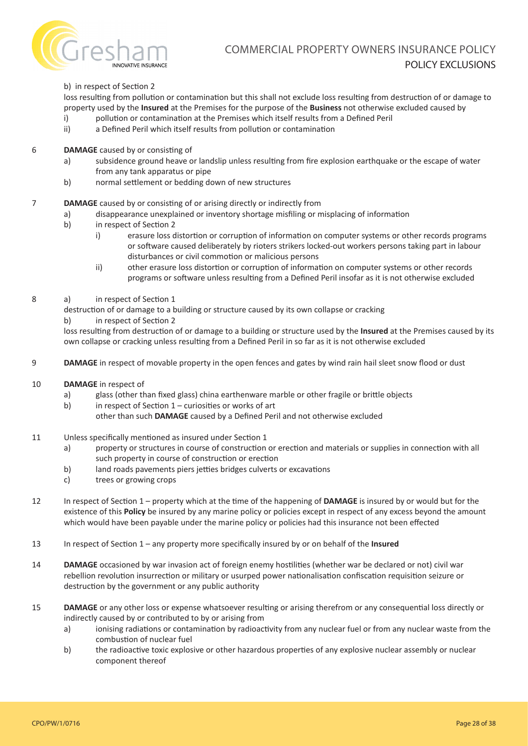b) in respect of Section 2

loss resulting from pollution or contamination but this shall not exclude loss resulting from destruction of or damage to property used by the **Insured** at the Premises for the purpose of the **Business** not otherwise excluded caused by

- i) pollution or contamination at the Premises which itself results from a Defined Peril
- ii) a Defined Peril which itself results from pollution or contamination

6 **DAMAGE** caused by or consisting of

- a) subsidence ground heave or landslip unless resulting from fire explosion earthquake or the escape of water from any tank apparatus or pipe
- b) normal settlement or bedding down of new structures

7 **DAMAGE** caused by or consisting of or arising directly or indirectly from

- a) disappearance unexplained or inventory shortage misfiling or misplacing of information
- b) in respect of Section 2
  - i) erasure loss distortion or corruption of information on computer systems or other records programs or software caused deliberately by rioters strikers locked-out workers persons taking part in labour disturbances or civil commotion or malicious persons
  - ii) other erasure loss distortion or corruption of information on computer systems or other records programs or software unless resulting from a Defined Peril insofar as it is not otherwise excluded

8 a) in respect of Section 1

destruction of or damage to a building or structure caused by its own collapse or cracking

b) in respect of Section 2

loss resulting from destruction of or damage to a building or structure used by the **Insured** at the Premises caused by its own collapse or cracking unless resulting from a Defined Peril in so far as it is not otherwise excluded

9 **DAMAGE** in respect of movable property in the open fences and gates by wind rain hail sleet snow flood or dust

10 **DAMAGE** in respect of

- a) glass (other than fixed glass) china earthenware marble or other fragile or brittle objects
- b) in respect of Section 1 – curiosities or works of art

other than such **DAMAGE** caused by a Defined Peril and not otherwise excluded

11 Unless specifically mentioned as insured under Section 1

- a) property or structures in course of construction or erection and materials or supplies in connection with all such property in course of construction or erection
- b) land roads pavements piers jetties bridges culverts or excavations
- c) trees or growing crops

12 In respect of Section 1 – property which at the time of the happening of **DAMAGE** is insured by or would but for the existence of this **Policy** be insured by any marine policy or policies except in respect of any excess beyond the amount which would have been payable under the marine policy or policies had this insurance not been effected

13 In respect of Section 1 – any property more specifically insured by or on behalf of the **Insured**

14 **DAMAGE** occasioned by war invasion act of foreign enemy hostilities (whether war be declared or not) civil war rebellion revolution insurrection or military or usurped power nationalisation confiscation requisition seizure or destruction by the government or any public authority

15 **DAMAGE** or any other loss or expense whatsoever resulting or arising therefrom or any consequential loss directly or indirectly caused by or contributed to by or arising from

- a) ionising radiations or contamination by radioactivity from any nuclear fuel or from any nuclear waste from the combustion of nuclear fuel
- b) the radioactive toxic explosive or other hazardous properties of any explosive nuclear assembly or nuclear component thereof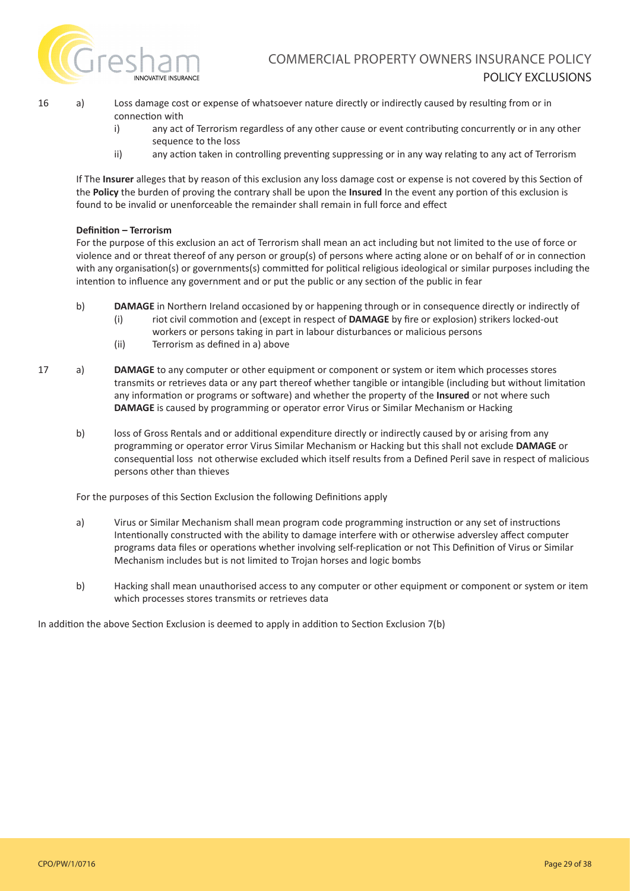16 a) Loss damage cost or expense of whatsoever nature directly or indirectly caused by resulting from or in connection with

   i) any act of Terrorism regardless of any other cause or event contributing concurrently or in any other sequence to the loss

   ii) any action taken in controlling preventing suppressing or in any way relating to any act of Terrorism

If The **Insurer** alleges that by reason of this exclusion any loss damage cost or expense is not covered by this Section of the **Policy** the burden of proving the contrary shall be upon the **Insured** In the event any portion of this exclusion is found to be invalid or unenforceable the remainder shall remain in full force and effect

**Definition – Terrorism**

For the purpose of this exclusion an act of Terrorism shall mean an act including but not limited to the use of force or violence and or threat thereof of any person or group(s) of persons where acting alone or on behalf of or in connection with any organisation(s) or governments(s) committed for political religious ideological or similar purposes including the intention to influence any government and or put the public or any section of the public in fear

b) **DAMAGE** in Northern Ireland occasioned by or happening through or in consequence directly or indirectly of

   (i) riot civil commotion and (except in respect of **DAMAGE** by fire or explosion) strikers locked-out workers or persons taking in part in labour disturbances or malicious persons

   (ii) Terrorism as defined in a) above

17 a) **DAMAGE** to any computer or other equipment or component or system or item which processes stores transmits or retrieves data or any part thereof whether tangible or intangible (including but without limitation any information or programs or software) and whether the property of the **Insured** or not where such **DAMAGE** is caused by programming or operator error Virus or Similar Mechanism or Hacking

b) loss of Gross Rentals and or additional expenditure directly or indirectly caused by or arising from any programming or operator error Virus Similar Mechanism or Hacking but this shall not exclude **DAMAGE** or consequential loss not otherwise excluded which itself results from a Defined Peril save in respect of malicious persons other than thieves

For the purposes of this Section Exclusion the following Definitions apply

a) Virus or Similar Mechanism shall mean program code programming instruction or any set of instructions Intentionally constructed with the ability to damage interfere with or otherwise adversley affect computer programs data files or operations whether involving self-replication or not This Definition of Virus or Similar Mechanism includes but is not limited to Trojan horses and logic bombs

b) Hacking shall mean unauthorised access to any computer or other equipment or component or system or item which processes stores transmits or retrieves data

In addition the above Section Exclusion is deemed to apply in addition to Section Exclusion 7(b)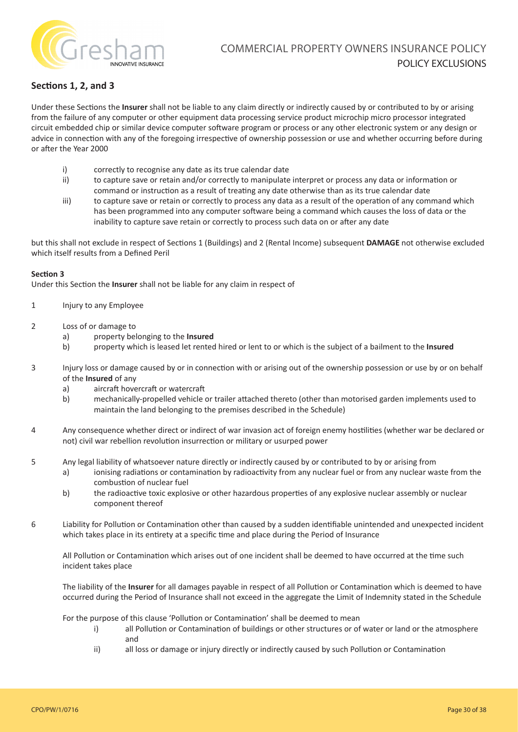## Sections 1, 2, and 3

Under these Sections the **Insurer** shall not be liable to any claim directly or indirectly caused by or contributed to by or arising from the failure of any computer or other equipment data processing service product microchip micro processor integrated circuit embedded chip or similar device computer software program or process or any other electronic system or any design or advice in connection with any of the foregoing irrespective of ownership possession or use and whether occurring before during or after the Year 2000

- i) correctly to recognise any date as its true calendar date
- ii) to capture save or retain and/or correctly to manipulate interpret or process any data or information or command or instruction as a result of treating any date otherwise than as its true calendar date
- iii) to capture save or retain or correctly to process any data as a result of the operation of any command which has been programmed into any computer software being a command which causes the loss of data or the inability to capture save retain or correctly to process such data on or after any date

but this shall not exclude in respect of Sections 1 (Buildings) and 2 (Rental Income) subsequent **DAMAGE** not otherwise excluded which itself results from a Defined Peril

**Section 3**

Under this Section the **Insurer** shall not be liable for any claim in respect of

1. Injury to any Employee

2. Loss of or damage to
   - a) property belonging to the **Insured**
   - b) property which is leased let rented hired or lent to or which is the subject of a bailment to the **Insured**

3. Injury loss or damage caused by or in connection with or arising out of the ownership possession or use by or on behalf of the **Insured** of any
   - a) aircraft hovercraft or watercraft
   - b) mechanically-propelled vehicle or trailer attached thereto (other than motorised garden implements used to maintain the land belonging to the premises described in the Schedule)

4. Any consequence whether direct or indirect of war invasion act of foreign enemy hostilities (whether war be declared or not) civil war rebellion revolution insurrection or military or usurped power

5. Any legal liability of whatsoever nature directly or indirectly caused by or contributed to by or arising from
   - a) ionising radiations or contamination by radioactivity from any nuclear fuel or from any nuclear waste from the combustion of nuclear fuel
   - b) the radioactive toxic explosive or other hazardous properties of any explosive nuclear assembly or nuclear component thereof

6. Liability for Pollution or Contamination other than caused by a sudden identifiable unintended and unexpected incident which takes place in its entirety at a specific time and place during the Period of Insurance

   All Pollution or Contamination which arises out of one incident shall be deemed to have occurred at the time such incident takes place

   The liability of the **Insurer** for all damages payable in respect of all Pollution or Contamination which is deemed to have occurred during the Period of Insurance shall not exceed in the aggregate the Limit of Indemnity stated in the Schedule

   For the purpose of this clause 'Pollution or Contamination' shall be deemed to mean
   - i) all Pollution or Contamination of buildings or other structures or of water or land or the atmosphere and
   - ii) all loss or damage or injury directly or indirectly caused by such Pollution or Contamination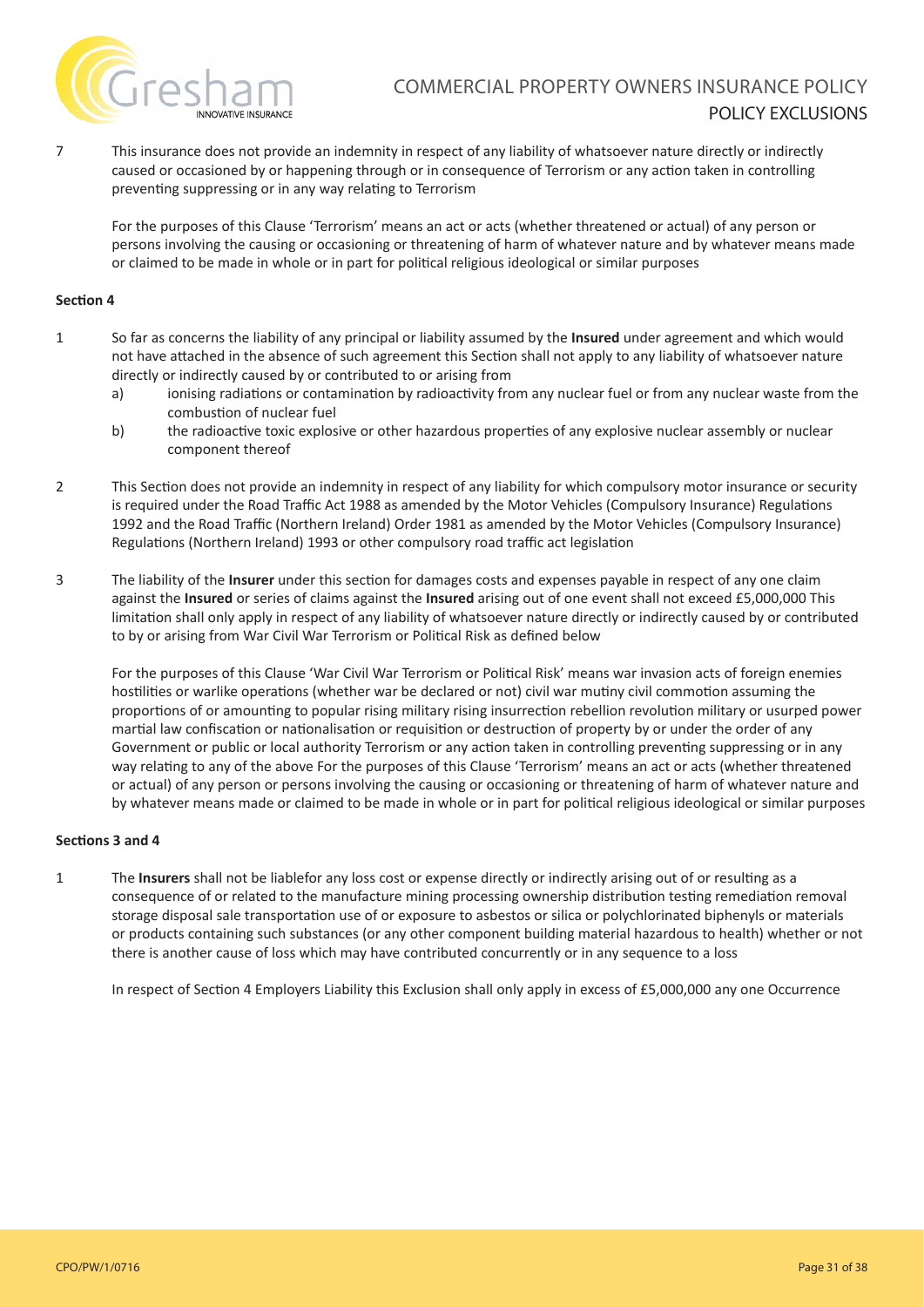7 This insurance does not provide an indemnity in respect of any liability of whatsoever nature directly or indirectly caused or occasioned by or happening through or in consequence of Terrorism or any action taken in controlling preventing suppressing or in any way relating to Terrorism

For the purposes of this Clause 'Terrorism' means an act or acts (whether threatened or actual) of any person or persons involving the causing or occasioning or threatening of harm of whatever nature and by whatever means made or claimed to be made in whole or in part for political religious ideological or similar purposes

**Section 4**

1 So far as concerns the liability of any principal or liability assumed by the **Insured** under agreement and which would not have attached in the absence of such agreement this Section shall not apply to any liability of whatsoever nature directly or indirectly caused by or contributed to or arising from

a) ionising radiations or contamination by radioactivity from any nuclear fuel or from any nuclear waste from the combustion of nuclear fuel

b) the radioactive toxic explosive or other hazardous properties of any explosive nuclear assembly or nuclear component thereof

2 This Section does not provide an indemnity in respect of any liability for which compulsory motor insurance or security is required under the Road Traffic Act 1988 as amended by the Motor Vehicles (Compulsory Insurance) Regulations 1992 and the Road Traffic (Northern Ireland) Order 1981 as amended by the Motor Vehicles (Compulsory Insurance) Regulations (Northern Ireland) 1993 or other compulsory road traffic act legislation

3 The liability of the **Insurer** under this section for damages costs and expenses payable in respect of any one claim against the **Insured** or series of claims against the **Insured** arising out of one event shall not exceed £5,000,000 This limitation shall only apply in respect of any liability of whatsoever nature directly or indirectly caused by or contributed to by or arising from War Civil War Terrorism or Political Risk as defined below

For the purposes of this Clause 'War Civil War Terrorism or Political Risk' means war invasion acts of foreign enemies hostilities or warlike operations (whether war be declared or not) civil war mutiny civil commotion assuming the proportions of or amounting to popular rising military rising insurrection rebellion revolution military or usurped power martial law confiscation or nationalisation or requisition or destruction of property by or under the order of any Government or public or local authority Terrorism or any action taken in controlling preventing suppressing or in any way relating to any of the above For the purposes of this Clause 'Terrorism' means an act or acts (whether threatened or actual) of any person or persons involving the causing or occasioning or threatening of harm of whatever nature and by whatever means made or claimed to be made in whole or in part for political religious ideological or similar purposes

**Sections 3 and 4**

1 The **Insurers** shall not be liablefor any loss cost or expense directly or indirectly arising out of or resulting as a consequence of or related to the manufacture mining processing ownership distribution testing remediation removal storage disposal sale transportation use of or exposure to asbestos or silica or polychlorinated biphenyls or materials or products containing such substances (or any other component building material hazardous to health) whether or not there is another cause of loss which may have contributed concurrently or in any sequence to a loss

In respect of Section 4 Employers Liability this Exclusion shall only apply in excess of £5,000,000 any one Occurrence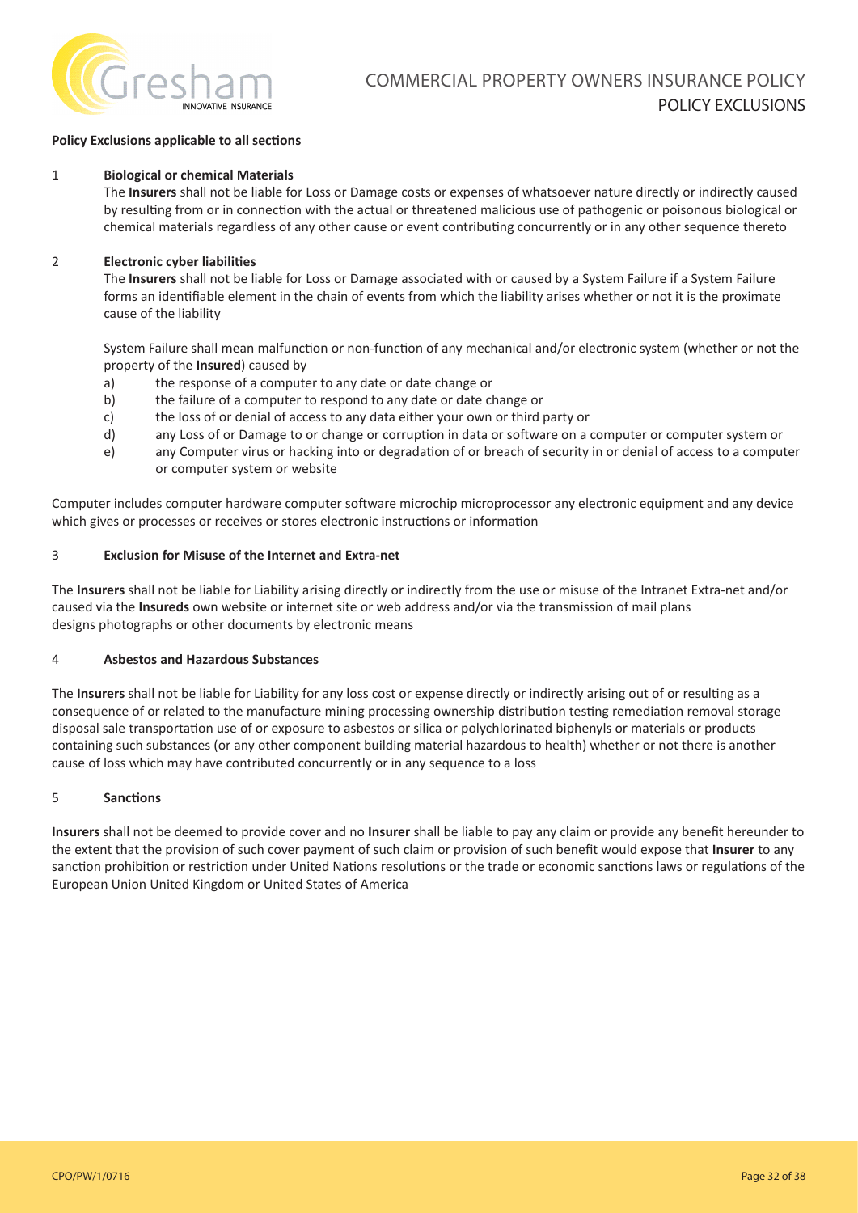**Policy Exclusions applicable to all sections**

1 **Biological or chemical Materials**

The **Insurers** shall not be liable for Loss or Damage costs or expenses of whatsoever nature directly or indirectly caused by resulting from or in connection with the actual or threatened malicious use of pathogenic or poisonous biological or chemical materials regardless of any other cause or event contributing concurrently or in any other sequence thereto

2 **Electronic cyber liabilities**

The **Insurers** shall not be liable for Loss or Damage associated with or caused by a System Failure if a System Failure forms an identifiable element in the chain of events from which the liability arises whether or not it is the proximate cause of the liability

System Failure shall mean malfunction or non-function of any mechanical and/or electronic system (whether or not the property of the **Insured**) caused by

a) the response of a computer to any date or date change or
b) the failure of a computer to respond to any date or date change or
c) the loss of or denial of access to any data either your own or third party or
d) any Loss of or Damage to or change or corruption in data or software on a computer or computer system or
e) any Computer virus or hacking into or degradation of or breach of security in or denial of access to a computer or computer system or website

Computer includes computer hardware computer software microchip microprocessor any electronic equipment and any device which gives or processes or receives or stores electronic instructions or information

3 **Exclusion for Misuse of the Internet and Extra-net**

The **Insurers** shall not be liable for Liability arising directly or indirectly from the use or misuse of the Intranet Extra-net and/or caused via the **Insureds** own website or internet site or web address and/or via the transmission of mail plans designs photographs or other documents by electronic means

4 **Asbestos and Hazardous Substances**

The **Insurers** shall not be liable for Liability for any loss cost or expense directly or indirectly arising out of or resulting as a consequence of or related to the manufacture mining processing ownership distribution testing remediation removal storage disposal sale transportation use of or exposure to asbestos or silica or polychlorinated biphenyls or materials or products containing such substances (or any other component building material hazardous to health) whether or not there is another cause of loss which may have contributed concurrently or in any sequence to a loss

5 **Sanctions**

**Insurers** shall not be deemed to provide cover and no **Insurer** shall be liable to pay any claim or provide any benefit hereunder to the extent that the provision of such cover payment of such claim or provision of such benefit would expose that **Insurer** to any sanction prohibition or restriction under United Nations resolutions or the trade or economic sanctions laws or regulations of the European Union United Kingdom or United States of America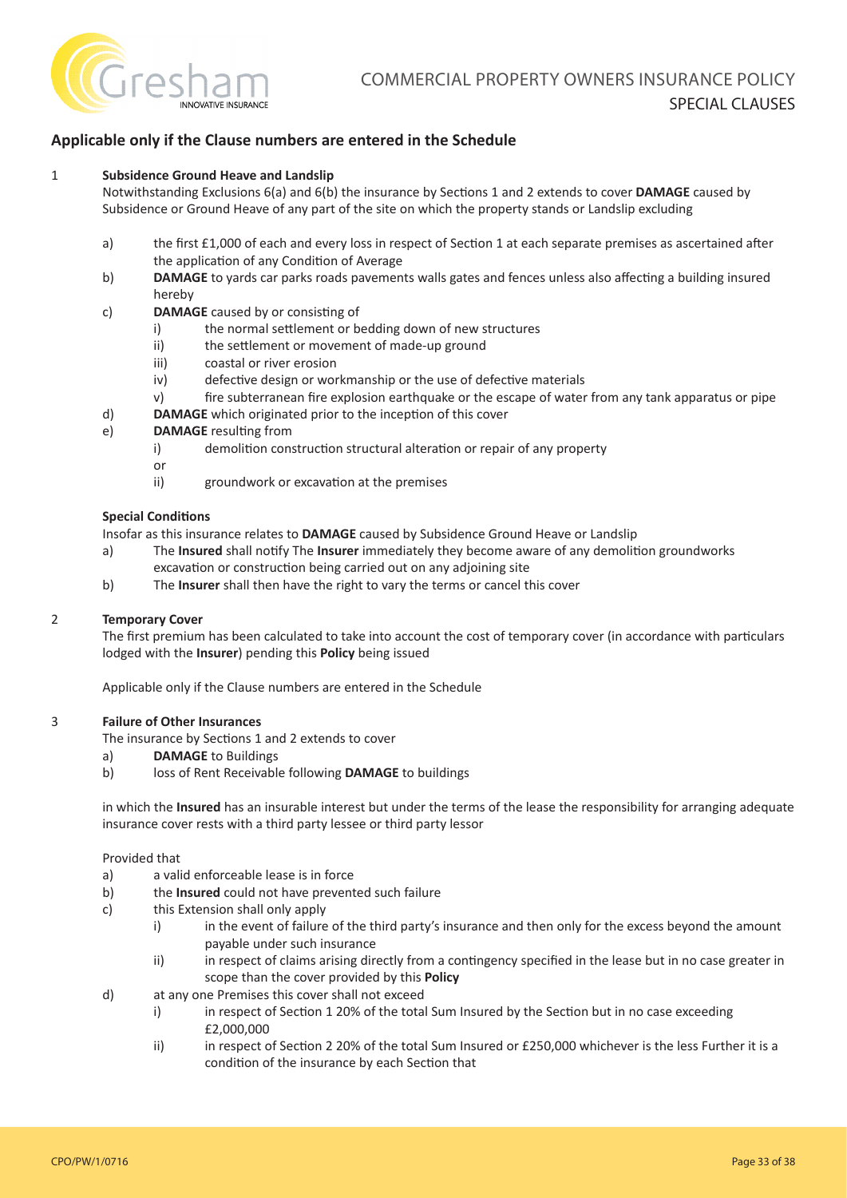## Applicable only if the Clause numbers are entered in the Schedule

1 **Subsidence Ground Heave and Landslip**

Notwithstanding Exclusions 6(a) and 6(b) the insurance by Sections 1 and 2 extends to cover **DAMAGE** caused by Subsidence or Ground Heave of any part of the site on which the property stands or Landslip excluding

a) the first £1,000 of each and every loss in respect of Section 1 at each separate premises as ascertained after the application of any Condition of Average

b) **DAMAGE** to yards car parks roads pavements walls gates and fences unless also affecting a building insured hereby

c) **DAMAGE** caused by or consisting of
   i) the normal settlement or bedding down of new structures
   ii) the settlement or movement of made-up ground
   iii) coastal or river erosion
   iv) defective design or workmanship or the use of defective materials
   v) fire subterranean fire explosion earthquake or the escape of water from any tank apparatus or pipe

d) **DAMAGE** which originated prior to the inception of this cover

e) **DAMAGE** resulting from
   i) demolition construction structural alteration or repair of any property
   or
   ii) groundwork or excavation at the premises

**Special Conditions**

Insofar as this insurance relates to **DAMAGE** caused by Subsidence Ground Heave or Landslip

a) The **Insured** shall notify The **Insurer** immediately they become aware of any demolition groundworks excavation or construction being carried out on any adjoining site

b) The **Insurer** shall then have the right to vary the terms or cancel this cover

2 **Temporary Cover**

The first premium has been calculated to take into account the cost of temporary cover (in accordance with particulars lodged with the **Insurer**) pending this **Policy** being issued

Applicable only if the Clause numbers are entered in the Schedule

3 **Failure of Other Insurances**

The insurance by Sections 1 and 2 extends to cover

a) **DAMAGE** to Buildings

b) loss of Rent Receivable following **DAMAGE** to buildings

in which the **Insured** has an insurable interest but under the terms of the lease the responsibility for arranging adequate insurance cover rests with a third party lessee or third party lessor

Provided that

a) a valid enforceable lease is in force

b) the **Insured** could not have prevented such failure

c) this Extension shall only apply
   i) in the event of failure of the third party's insurance and then only for the excess beyond the amount payable under such insurance
   ii) in respect of claims arising directly from a contingency specified in the lease but in no case greater in scope than the cover provided by this **Policy**

d) at any one Premises this cover shall not exceed
   i) in respect of Section 1 20% of the total Sum Insured by the Section but in no case exceeding £2,000,000
   ii) in respect of Section 2 20% of the total Sum Insured or £250,000 whichever is the less Further it is a condition of the insurance by each Section that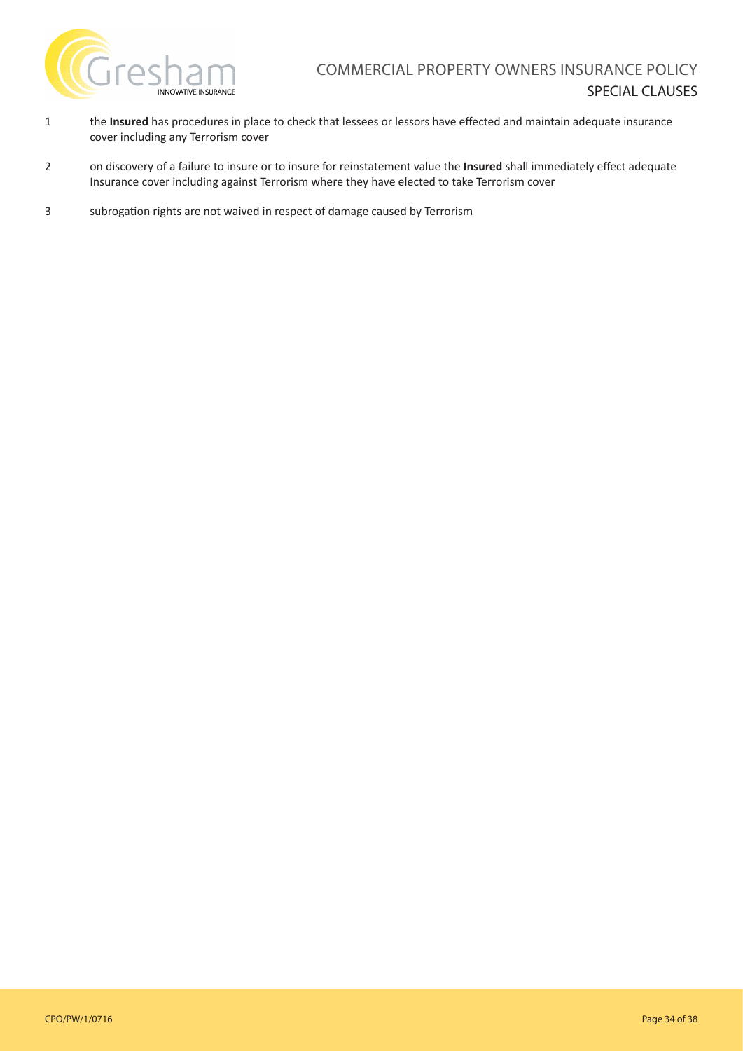1. the **Insured** has procedures in place to check that lessees or lessors have effected and maintain adequate insurance cover including any Terrorism cover
2. on discovery of a failure to insure or to insure for reinstatement value the **Insured** shall immediately effect adequate Insurance cover including against Terrorism where they have elected to take Terrorism cover
3. subrogation rights are not waived in respect of damage caused by Terrorism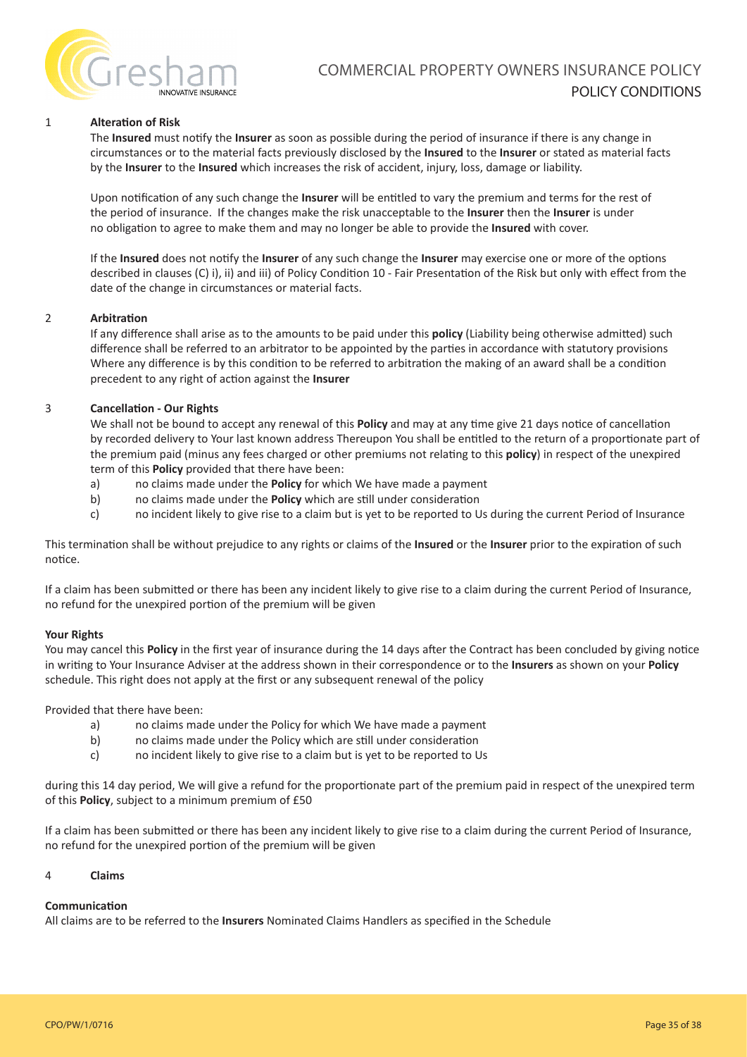# COMMERCIAL PROPERTY OWNERS INSURANCE POLICY

## POLICY CONDITIONS

1 **Alteration of Risk**

The **Insured** must notify the **Insurer** as soon as possible during the period of insurance if there is any change in circumstances or to the material facts previously disclosed by the **Insured** to the **Insurer** or stated as material facts by the **Insurer** to the **Insured** which increases the risk of accident, injury, loss, damage or liability.

Upon notification of any such change the **Insurer** will be entitled to vary the premium and terms for the rest of the period of insurance. If the changes make the risk unacceptable to the **Insurer** then the **Insurer** is under no obligation to agree to make them and may no longer be able to provide the **Insured** with cover.

If the **Insured** does not notify the **Insurer** of any such change the **Insurer** may exercise one or more of the options described in clauses (C) i), ii) and iii) of Policy Condition 10 - Fair Presentation of the Risk but only with effect from the date of the change in circumstances or material facts.

2 **Arbitration**

If any difference shall arise as to the amounts to be paid under this **policy** (Liability being otherwise admitted) such difference shall be referred to an arbitrator to be appointed by the parties in accordance with statutory provisions Where any difference is by this condition to be referred to arbitration the making of an award shall be a condition precedent to any right of action against the **Insurer**

3 **Cancellation - Our Rights**

We shall not be bound to accept any renewal of this **Policy** and may at any time give 21 days notice of cancellation by recorded delivery to Your last known address Thereupon You shall be entitled to the return of a proportionate part of the premium paid (minus any fees charged or other premiums not relating to this **policy**) in respect of the unexpired term of this **Policy** provided that there have been:

a) no claims made under the **Policy** for which We have made a payment
b) no claims made under the **Policy** which are still under consideration
c) no incident likely to give rise to a claim but is yet to be reported to Us during the current Period of Insurance

This termination shall be without prejudice to any rights or claims of the **Insured** or the **Insurer** prior to the expiration of such notice.

If a claim has been submitted or there has been any incident likely to give rise to a claim during the current Period of Insurance, no refund for the unexpired portion of the premium will be given

**Your Rights**

You may cancel this **Policy** in the first year of insurance during the 14 days after the Contract has been concluded by giving notice in writing to Your Insurance Adviser at the address shown in their correspondence or to the **Insurers** as shown on your **Policy** schedule. This right does not apply at the first or any subsequent renewal of the policy

Provided that there have been:

a) no claims made under the Policy for which We have made a payment
b) no claims made under the Policy which are still under consideration
c) no incident likely to give rise to a claim but is yet to be reported to Us

during this 14 day period, We will give a refund for the proportionate part of the premium paid in respect of the unexpired term of this **Policy**, subject to a minimum premium of £50

If a claim has been submitted or there has been any incident likely to give rise to a claim during the current Period of Insurance, no refund for the unexpired portion of the premium will be given

4 **Claims**

**Communication**

All claims are to be referred to the **Insurers** Nominated Claims Handlers as specified in the Schedule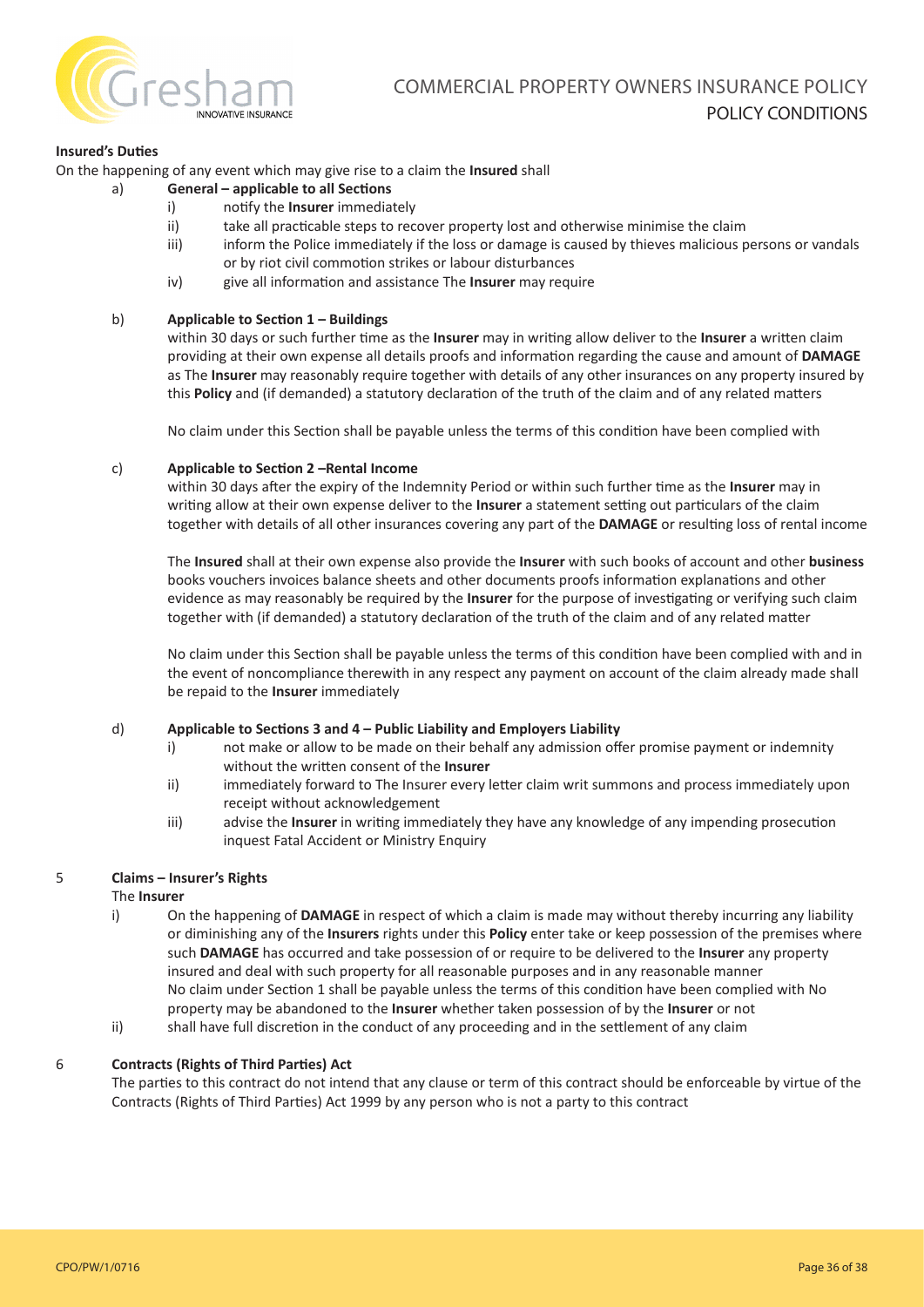**Insured's Duties**

On the happening of any event which may give rise to a claim the **Insured** shall

a) **General – applicable to all Sections**
   - i) notify the **Insurer** immediately
   - ii) take all practicable steps to recover property lost and otherwise minimise the claim
   - iii) inform the Police immediately if the loss or damage is caused by thieves malicious persons or vandals or by riot civil commotion strikes or labour disturbances
   - iv) give all information and assistance The **Insurer** may require

b) **Applicable to Section 1 – Buildings**

   within 30 days or such further time as the **Insurer** may in writing allow deliver to the **Insurer** a written claim providing at their own expense all details proofs and information regarding the cause and amount of **DAMAGE** as The **Insurer** may reasonably require together with details of any other insurances on any property insured by this **Policy** and (if demanded) a statutory declaration of the truth of the claim and of any related matters

   No claim under this Section shall be payable unless the terms of this condition have been complied with

c) **Applicable to Section 2 –Rental Income**

   within 30 days after the expiry of the Indemnity Period or within such further time as the **Insurer** may in writing allow at their own expense deliver to the **Insurer** a statement setting out particulars of the claim together with details of all other insurances covering any part of the **DAMAGE** or resulting loss of rental income

   The **Insured** shall at their own expense also provide the **Insurer** with such books of account and other **business** books vouchers invoices balance sheets and other documents proofs information explanations and other evidence as may reasonably be required by the **Insurer** for the purpose of investigating or verifying such claim together with (if demanded) a statutory declaration of the truth of the claim and of any related matter

   No claim under this Section shall be payable unless the terms of this condition have been complied with and in the event of noncompliance therewith in any respect any payment on account of the claim already made shall be repaid to the **Insurer** immediately

d) **Applicable to Sections 3 and 4 – Public Liability and Employers Liability**
   - i) not make or allow to be made on their behalf any admission offer promise payment or indemnity without the written consent of the **Insurer**
   - ii) immediately forward to The Insurer every letter claim writ summons and process immediately upon receipt without acknowledgement
   - iii) advise the **Insurer** in writing immediately they have any knowledge of any impending prosecution inquest Fatal Accident or Ministry Enquiry

5 **Claims – Insurer's Rights**

The **Insurer**

- i) On the happening of **DAMAGE** in respect of which a claim is made may without thereby incurring any liability or diminishing any of the **Insurers** rights under this **Policy** enter take or keep possession of the premises where such **DAMAGE** has occurred and take possession of or require to be delivered to the **Insurer** any property insured and deal with such property for all reasonable purposes and in any reasonable manner
  No claim under Section 1 shall be payable unless the terms of this condition have been complied with No property may be abandoned to the **Insurer** whether taken possession of by the **Insurer** or not
- ii) shall have full discretion in the conduct of any proceeding and in the settlement of any claim

6 **Contracts (Rights of Third Parties) Act**

The parties to this contract do not intend that any clause or term of this contract should be enforceable by virtue of the Contracts (Rights of Third Parties) Act 1999 by any person who is not a party to this contract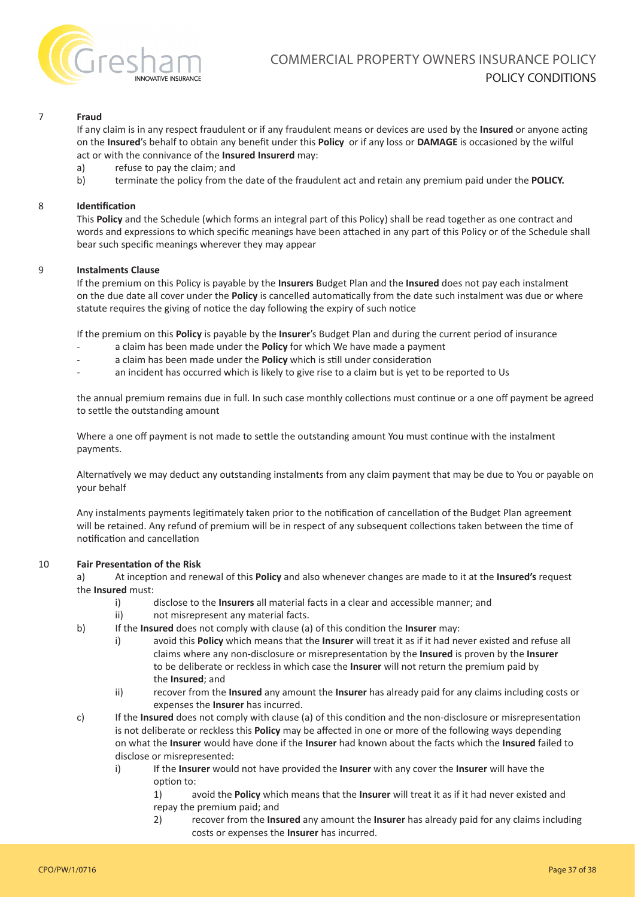## 7 Fraud

If any claim is in any respect fraudulent or if any fraudulent means or devices are used by the **Insured** or anyone acting on the **Insured**'s behalf to obtain any benefit under this **Policy** or if any loss or **DAMAGE** is occasioned by the wilful act or with the connivance of the **Insured Insurerd** may:

a) refuse to pay the claim; and
b) terminate the policy from the date of the fraudulent act and retain any premium paid under the **POLICY.**

## 8 Identification

This **Policy** and the Schedule (which forms an integral part of this Policy) shall be read together as one contract and words and expressions to which specific meanings have been attached in any part of this Policy or of the Schedule shall bear such specific meanings wherever they may appear

## 9 Instalments Clause

If the premium on this Policy is payable by the **Insurers** Budget Plan and the **Insured** does not pay each instalment on the due date all cover under the **Policy** is cancelled automatically from the date such instalment was due or where statute requires the giving of notice the day following the expiry of such notice

If the premium on this **Policy** is payable by the **Insurer**'s Budget Plan and during the current period of insurance

- a claim has been made under the **Policy** for which We have made a payment
- a claim has been made under the **Policy** which is still under consideration
- an incident has occurred which is likely to give rise to a claim but is yet to be reported to Us

the annual premium remains due in full. In such case monthly collections must continue or a one off payment be agreed to settle the outstanding amount

Where a one off payment is not made to settle the outstanding amount You must continue with the instalment payments.

Alternatively we may deduct any outstanding instalments from any claim payment that may be due to You or payable on your behalf

Any instalments payments legitimately taken prior to the notification of cancellation of the Budget Plan agreement will be retained. Any refund of premium will be in respect of any subsequent collections taken between the time of notification and cancellation

## 10 Fair Presentation of the Risk

a) At inception and renewal of this **Policy** and also whenever changes are made to it at the **Insured's** request the **Insured** must:

i) disclose to the **Insurers** all material facts in a clear and accessible manner; and
ii) not misrepresent any material facts.

b) If the **Insured** does not comply with clause (a) of this condition the **Insurer** may:

i) avoid this **Policy** which means that the **Insurer** will treat it as if it had never existed and refuse all claims where any non-disclosure or misrepresentation by the **Insured** is proven by the **Insurer** to be deliberate or reckless in which case the **Insurer** will not return the premium paid by the **Insured**; and
ii) recover from the **Insured** any amount the **Insurer** has already paid for any claims including costs or expenses the **Insurer** has incurred.

c) If the **Insured** does not comply with clause (a) of this condition and the non-disclosure or misrepresentation is not deliberate or reckless this **Policy** may be affected in one or more of the following ways depending on what the **Insurer** would have done if the **Insurer** had known about the facts which the **Insured** failed to disclose or misrepresented:

i) If the **Insurer** would not have provided the **Insurer** with any cover the **Insurer** will have the option to:

1) avoid the **Policy** which means that the **Insurer** will treat it as if it had never existed and repay the premium paid; and
2) recover from the **Insured** any amount the **Insurer** has already paid for any claims including costs or expenses the **Insurer** has incurred.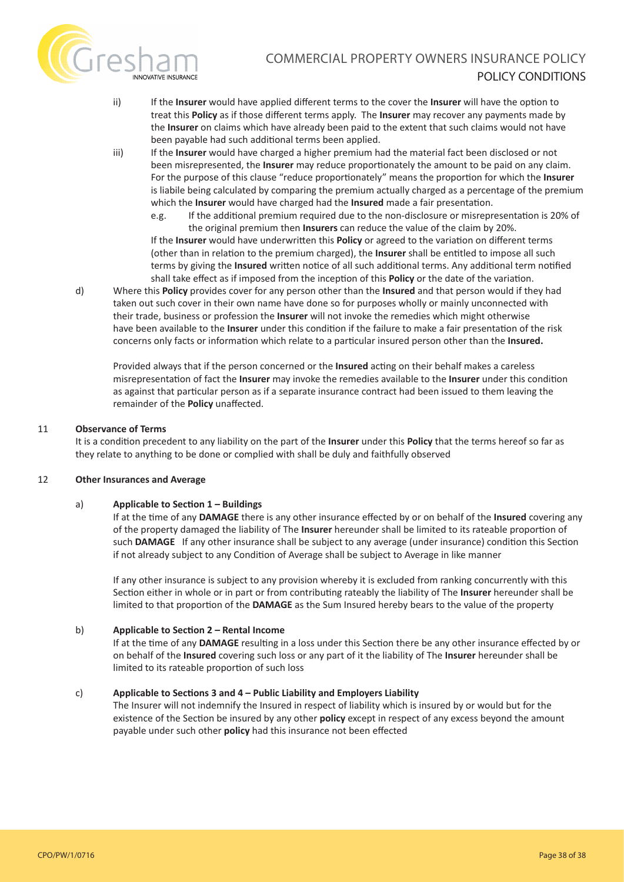ii) If the **Insurer** would have applied different terms to the cover the **Insurer** will have the option to treat this **Policy** as if those different terms apply. The **Insurer** may recover any payments made by the **Insurer** on claims which have already been paid to the extent that such claims would not have been payable had such additional terms been applied.

iii) If the **Insurer** would have charged a higher premium had the material fact been disclosed or not been misrepresented, the **Insurer** may reduce proportionately the amount to be paid on any claim. For the purpose of this clause "reduce proportionately" means the proportion for which the **Insurer** is liabile being calculated by comparing the premium actually charged as a percentage of the premium which the **Insurer** would have charged had the **Insured** made a fair presentation.

e.g. If the additional premium required due to the non-disclosure or misrepresentation is 20% of the original premium then **Insurers** can reduce the value of the claim by 20%.

If the **Insurer** would have underwritten this **Policy** or agreed to the variation on different terms (other than in relation to the premium charged), the **Insurer** shall be entitled to impose all such terms by giving the **Insured** written notice of all such additional terms. Any additional term notified shall take effect as if imposed from the inception of this **Policy** or the date of the variation.

d) Where this **Policy** provides cover for any person other than the **Insured** and that person would if they had taken out such cover in their own name have done so for purposes wholly or mainly unconnected with their trade, business or profession the **Insurer** will not invoke the remedies which might otherwise have been available to the **Insurer** under this condition if the failure to make a fair presentation of the risk concerns only facts or information which relate to a particular insured person other than the **Insured.**

Provided always that if the person concerned or the **Insured** acting on their behalf makes a careless misrepresentation of fact the **Insurer** may invoke the remedies available to the **Insurer** under this condition as against that particular person as if a separate insurance contract had been issued to them leaving the remainder of the **Policy** unaffected.

## 11 Observance of Terms

It is a condition precedent to any liability on the part of the **Insurer** under this **Policy** that the terms hereof so far as they relate to anything to be done or complied with shall be duly and faithfully observed

## 12 Other Insurances and Average

### a) Applicable to Section 1 – Buildings

If at the time of any **DAMAGE** there is any other insurance effected by or on behalf of the **Insured** covering any of the property damaged the liability of The **Insurer** hereunder shall be limited to its rateable proportion of such **DAMAGE** If any other insurance shall be subject to any average (under insurance) condition this Section if not already subject to any Condition of Average shall be subject to Average in like manner

If any other insurance is subject to any provision whereby it is excluded from ranking concurrently with this Section either in whole or in part or from contributing rateably the liability of The **Insurer** hereunder shall be limited to that proportion of the **DAMAGE** as the Sum Insured hereby bears to the value of the property

### b) Applicable to Section 2 – Rental Income

If at the time of any **DAMAGE** resulting in a loss under this Section there be any other insurance effected by or on behalf of the **Insured** covering such loss or any part of it the liability of The **Insurer** hereunder shall be limited to its rateable proportion of such loss

### c) Applicable to Sections 3 and 4 – Public Liability and Employers Liability

The Insurer will not indemnify the Insured in respect of liability which is insured by or would but for the existence of the Section be insured by any other **policy** except in respect of any excess beyond the amount payable under such other **policy** had this insurance not been effected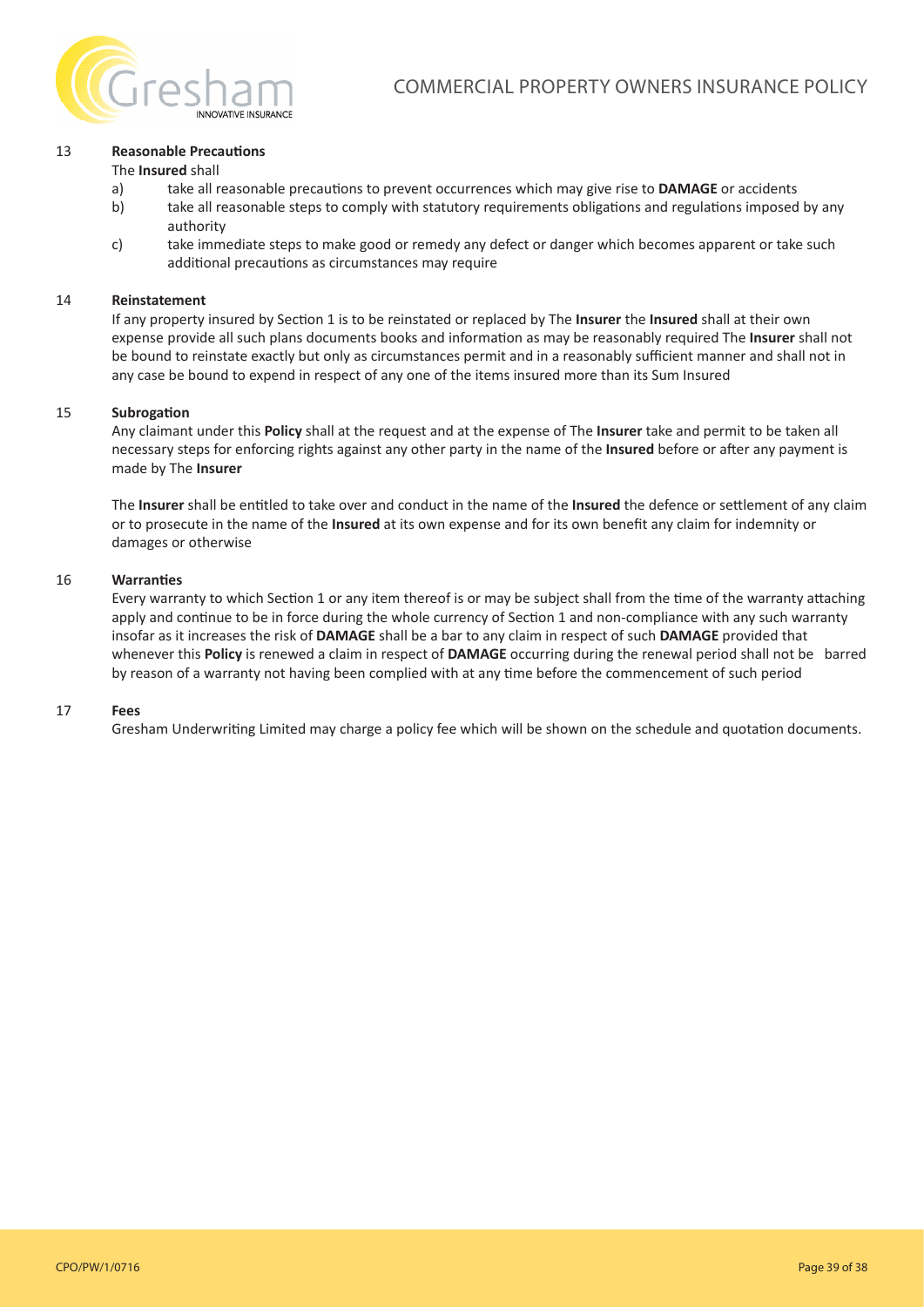### 13 Reasonable Precautions

The **Insured** shall

- a) take all reasonable precautions to prevent occurrences which may give rise to **DAMAGE** or accidents
- b) take all reasonable steps to comply with statutory requirements obligations and regulations imposed by any authority
- c) take immediate steps to make good or remedy any defect or danger which becomes apparent or take such additional precautions as circumstances may require

### 14 Reinstatement

If any property insured by Section 1 is to be reinstated or replaced by The **Insurer** the **Insured** shall at their own expense provide all such plans documents books and information as may be reasonably required The **Insurer** shall not be bound to reinstate exactly but only as circumstances permit and in a reasonably sufficient manner and shall not in any case be bound to expend in respect of any one of the items insured more than its Sum Insured

### 15 Subrogation

Any claimant under this **Policy** shall at the request and at the expense of The **Insurer** take and permit to be taken all necessary steps for enforcing rights against any other party in the name of the **Insured** before or after any payment is made by The **Insurer**

The **Insurer** shall be entitled to take over and conduct in the name of the **Insured** the defence or settlement of any claim or to prosecute in the name of the **Insured** at its own expense and for its own benefit any claim for indemnity or damages or otherwise

### 16 Warranties

Every warranty to which Section 1 or any item thereof is or may be subject shall from the time of the warranty attaching apply and continue to be in force during the whole currency of Section 1 and non-compliance with any such warranty insofar as it increases the risk of **DAMAGE** shall be a bar to any claim in respect of such **DAMAGE** provided that whenever this **Policy** is renewed a claim in respect of **DAMAGE** occurring during the renewal period shall not be barred by reason of a warranty not having been complied with at any time before the commencement of such period

### 17 Fees

Gresham Underwriting Limited may charge a policy fee which will be shown on the schedule and quotation documents.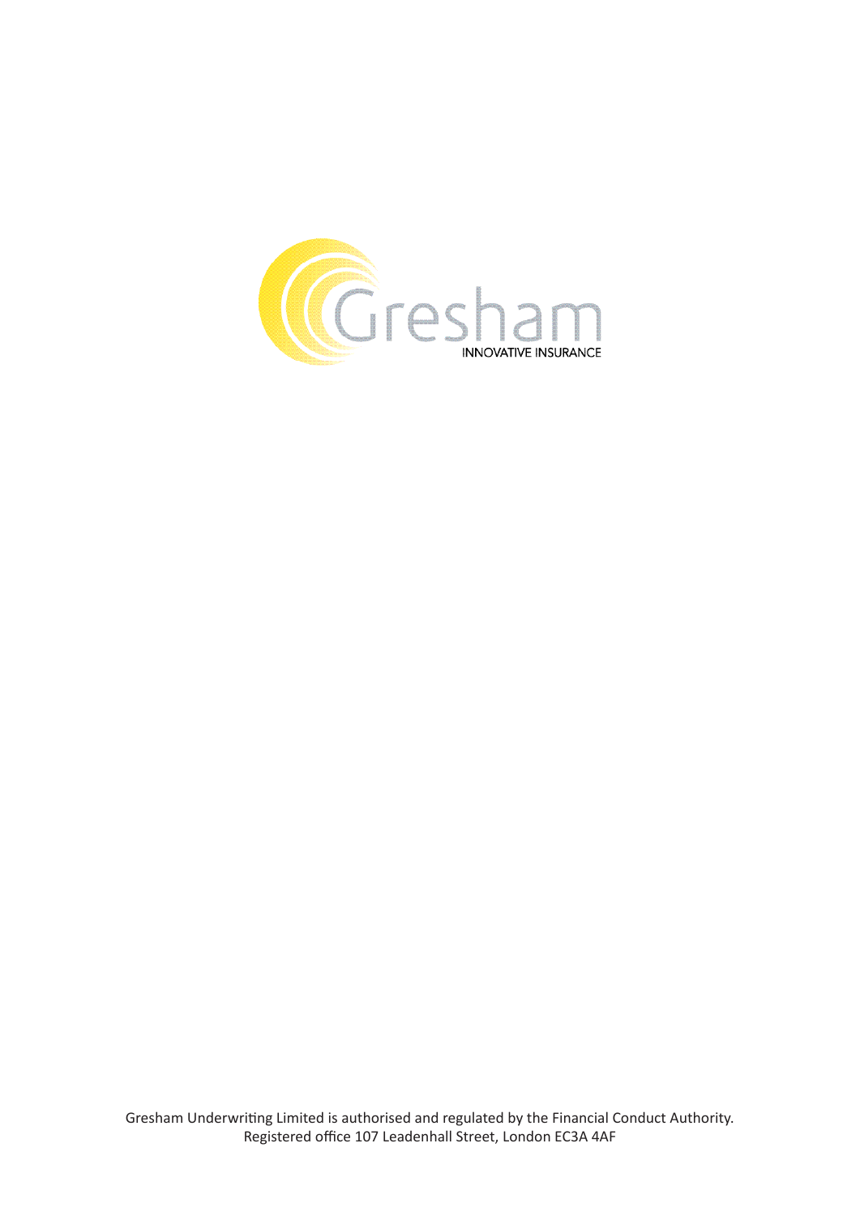Gresham

INNOVATIVE INSURANCE

Gresham Underwriting Limited is authorised and regulated by the Financial Conduct Authority.
Registered office 107 Leadenhall Street, London EC3A 4AF